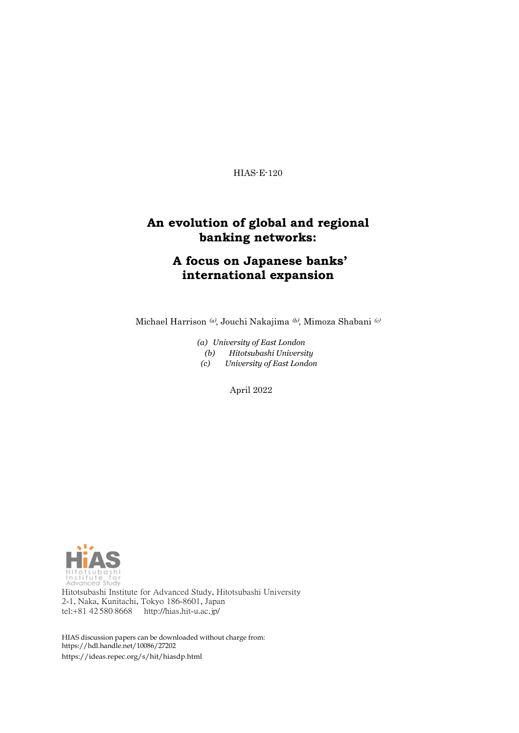HIAS-E-120

# An evolution of global and regional banking networks:

## A focus on Japanese banks' international expansion

Michael Harrison [a], Jouchi Nakajima [b], Mimoza Shabani [c]

*(a) University of East London*
*(b) Hitotsubashi University*
*(c) University of East London*

April 2022

Hitotsubashi Institute for Advanced Study, Hitotsubashi University
2-1, Naka, Kunitachi, Tokyo 186-8601, Japan
tel:+81 42 580 8668 http://hias.hit-u.ac.jp/

HIAS discussion papers can be downloaded without charge from:
https://hdl.handle.net/10086/27202
https://ideas.repec.org/s/hit/hiasdp.html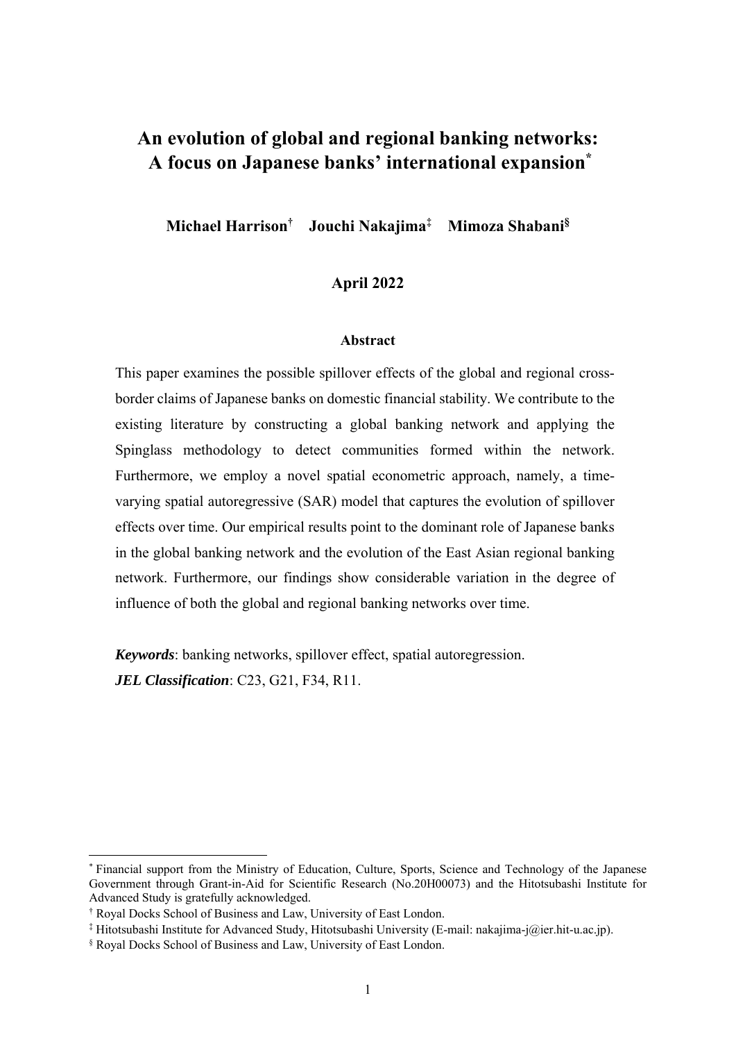# An evolution of global and regional banking networks: A focus on Japanese banks' international expansion[*]

**Michael Harrison[†]  Jouchi Nakajima[‡]  Mimoza Shabani[§]**

**April 2022**

### Abstract

This paper examines the possible spillover effects of the global and regional cross-border claims of Japanese banks on domestic financial stability. We contribute to the existing literature by constructing a global banking network and applying the Spinglass methodology to detect communities formed within the network. Furthermore, we employ a novel spatial econometric approach, namely, a time-varying spatial autoregressive (SAR) model that captures the evolution of spillover effects over time. Our empirical results point to the dominant role of Japanese banks in the global banking network and the evolution of the East Asian regional banking network. Furthermore, our findings show considerable variation in the degree of influence of both the global and regional banking networks over time.

***Keywords***: banking networks, spillover effect, spatial autoregression.

***JEL Classification***: C23, G21, F34, R11.

---

[*] Financial support from the Ministry of Education, Culture, Sports, Science and Technology of the Japanese Government through Grant-in-Aid for Scientific Research (No.20H00073) and the Hitotsubashi Institute for Advanced Study is gratefully acknowledged.

[†] Royal Docks School of Business and Law, University of East London.

[‡] Hitotsubashi Institute for Advanced Study, Hitotsubashi University (E-mail: nakajima-j@ier.hit-u.ac.jp).

[§] Royal Docks School of Business and Law, University of East London.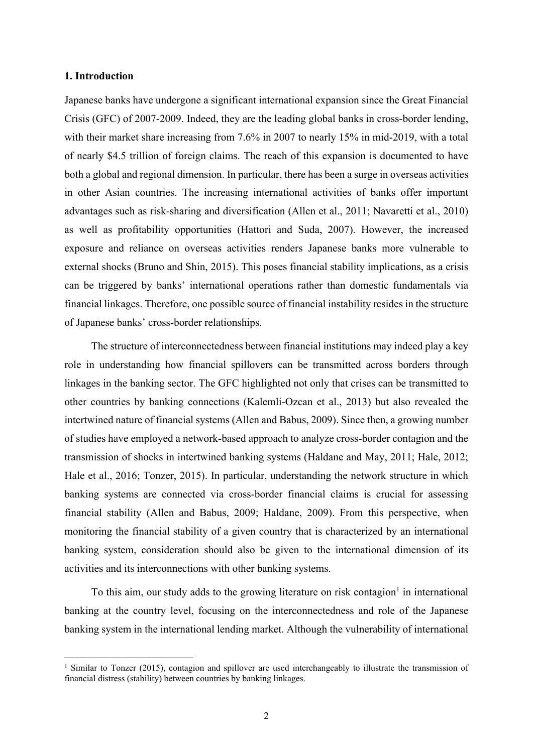## 1. Introduction

Japanese banks have undergone a significant international expansion since the Great Financial Crisis (GFC) of 2007-2009. Indeed, they are the leading global banks in cross-border lending, with their market share increasing from 7.6% in 2007 to nearly 15% in mid-2019, with a total of nearly \$4.5 trillion of foreign claims. The reach of this expansion is documented to have both a global and regional dimension. In particular, there has been a surge in overseas activities in other Asian countries. The increasing international activities of banks offer important advantages such as risk-sharing and diversification (Allen et al., 2011; Navaretti et al., 2010) as well as profitability opportunities (Hattori and Suda, 2007). However, the increased exposure and reliance on overseas activities renders Japanese banks more vulnerable to external shocks (Bruno and Shin, 2015). This poses financial stability implications, as a crisis can be triggered by banks' international operations rather than domestic fundamentals via financial linkages. Therefore, one possible source of financial instability resides in the structure of Japanese banks' cross-border relationships.

The structure of interconnectedness between financial institutions may indeed play a key role in understanding how financial spillovers can be transmitted across borders through linkages in the banking sector. The GFC highlighted not only that crises can be transmitted to other countries by banking connections (Kalemli-Ozcan et al., 2013) but also revealed the intertwined nature of financial systems (Allen and Babus, 2009). Since then, a growing number of studies have employed a network-based approach to analyze cross-border contagion and the transmission of shocks in intertwined banking systems (Haldane and May, 2011; Hale, 2012; Hale et al., 2016; Tonzer, 2015). In particular, understanding the network structure in which banking systems are connected via cross-border financial claims is crucial for assessing financial stability (Allen and Babus, 2009; Haldane, 2009). From this perspective, when monitoring the financial stability of a given country that is characterized by an international banking system, consideration should also be given to the international dimension of its activities and its interconnections with other banking systems.

To this aim, our study adds to the growing literature on risk contagion[1] in international banking at the country level, focusing on the interconnectedness and role of the Japanese banking system in the international lending market. Although the vulnerability of international

[1] Similar to Tonzer (2015), contagion and spillover are used interchangeably to illustrate the transmission of financial distress (stability) between countries by banking linkages.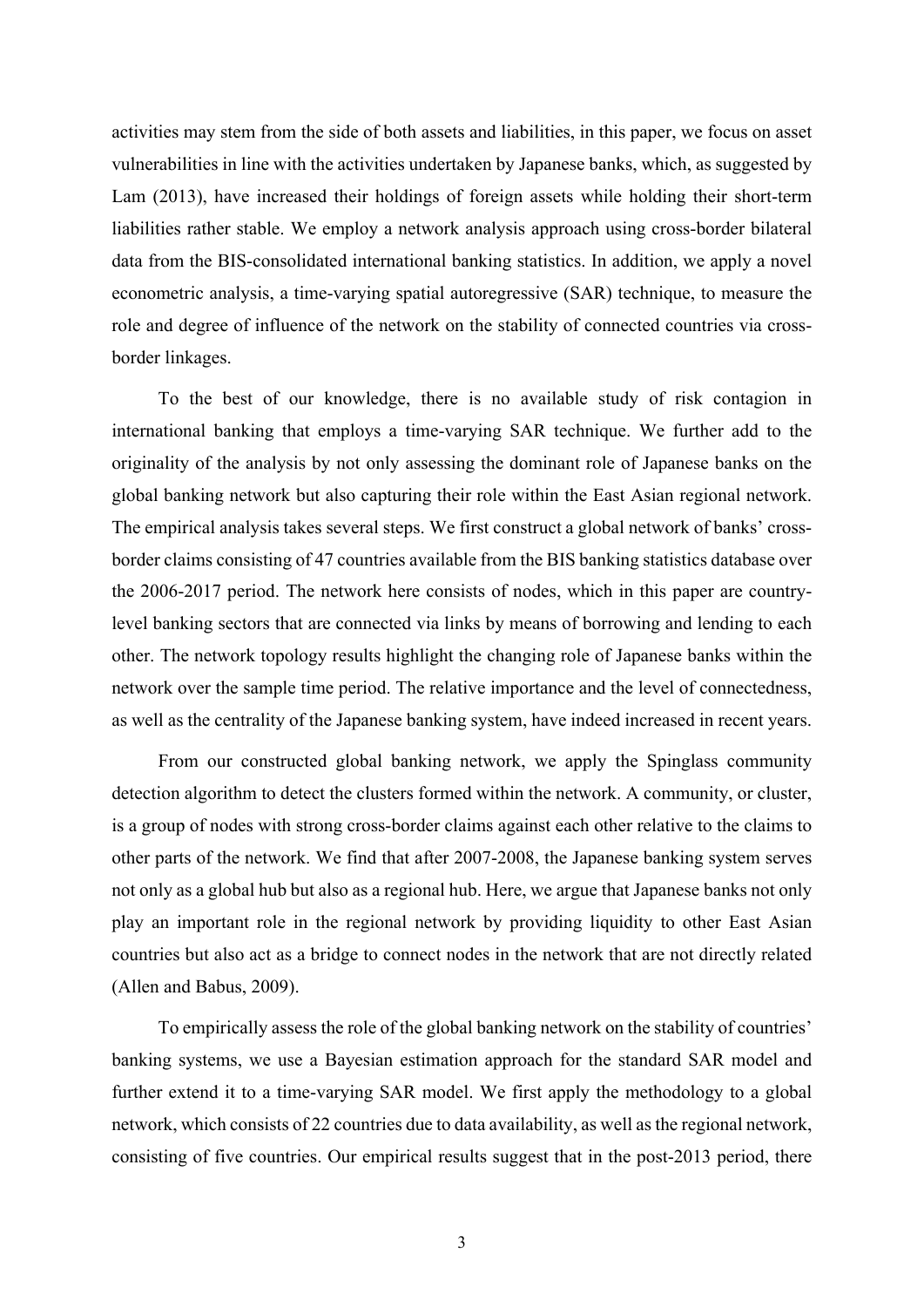activities may stem from the side of both assets and liabilities, in this paper, we focus on asset vulnerabilities in line with the activities undertaken by Japanese banks, which, as suggested by Lam (2013), have increased their holdings of foreign assets while holding their short-term liabilities rather stable. We employ a network analysis approach using cross-border bilateral data from the BIS-consolidated international banking statistics. In addition, we apply a novel econometric analysis, a time-varying spatial autoregressive (SAR) technique, to measure the role and degree of influence of the network on the stability of connected countries via cross-border linkages.

To the best of our knowledge, there is no available study of risk contagion in international banking that employs a time-varying SAR technique. We further add to the originality of the analysis by not only assessing the dominant role of Japanese banks on the global banking network but also capturing their role within the East Asian regional network. The empirical analysis takes several steps. We first construct a global network of banks' cross-border claims consisting of 47 countries available from the BIS banking statistics database over the 2006-2017 period. The network here consists of nodes, which in this paper are country-level banking sectors that are connected via links by means of borrowing and lending to each other. The network topology results highlight the changing role of Japanese banks within the network over the sample time period. The relative importance and the level of connectedness, as well as the centrality of the Japanese banking system, have indeed increased in recent years.

From our constructed global banking network, we apply the Spinglass community detection algorithm to detect the clusters formed within the network. A community, or cluster, is a group of nodes with strong cross-border claims against each other relative to the claims to other parts of the network. We find that after 2007-2008, the Japanese banking system serves not only as a global hub but also as a regional hub. Here, we argue that Japanese banks not only play an important role in the regional network by providing liquidity to other East Asian countries but also act as a bridge to connect nodes in the network that are not directly related (Allen and Babus, 2009).

To empirically assess the role of the global banking network on the stability of countries' banking systems, we use a Bayesian estimation approach for the standard SAR model and further extend it to a time-varying SAR model. We first apply the methodology to a global network, which consists of 22 countries due to data availability, as well as the regional network, consisting of five countries. Our empirical results suggest that in the post-2013 period, there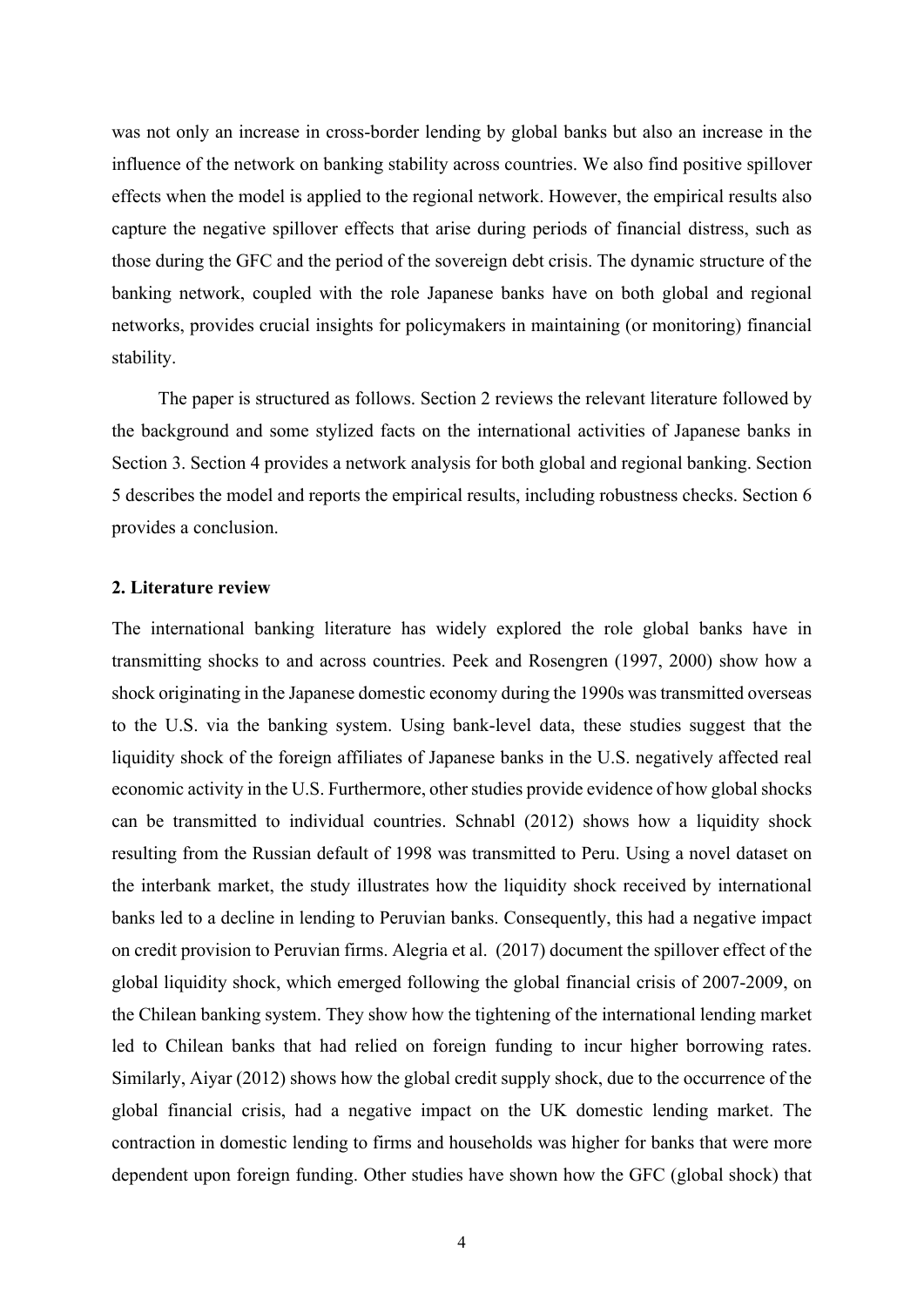was not only an increase in cross-border lending by global banks but also an increase in the influence of the network on banking stability across countries. We also find positive spillover effects when the model is applied to the regional network. However, the empirical results also capture the negative spillover effects that arise during periods of financial distress, such as those during the GFC and the period of the sovereign debt crisis. The dynamic structure of the banking network, coupled with the role Japanese banks have on both global and regional networks, provides crucial insights for policymakers in maintaining (or monitoring) financial stability.

The paper is structured as follows. Section 2 reviews the relevant literature followed by the background and some stylized facts on the international activities of Japanese banks in Section 3. Section 4 provides a network analysis for both global and regional banking. Section 5 describes the model and reports the empirical results, including robustness checks. Section 6 provides a conclusion.

## 2. Literature review

The international banking literature has widely explored the role global banks have in transmitting shocks to and across countries. Peek and Rosengren (1997, 2000) show how a shock originating in the Japanese domestic economy during the 1990s was transmitted overseas to the U.S. via the banking system. Using bank-level data, these studies suggest that the liquidity shock of the foreign affiliates of Japanese banks in the U.S. negatively affected real economic activity in the U.S. Furthermore, other studies provide evidence of how global shocks can be transmitted to individual countries. Schnabl (2012) shows how a liquidity shock resulting from the Russian default of 1998 was transmitted to Peru. Using a novel dataset on the interbank market, the study illustrates how the liquidity shock received by international banks led to a decline in lending to Peruvian banks. Consequently, this had a negative impact on credit provision to Peruvian firms. Alegria et al. (2017) document the spillover effect of the global liquidity shock, which emerged following the global financial crisis of 2007-2009, on the Chilean banking system. They show how the tightening of the international lending market led to Chilean banks that had relied on foreign funding to incur higher borrowing rates. Similarly, Aiyar (2012) shows how the global credit supply shock, due to the occurrence of the global financial crisis, had a negative impact on the UK domestic lending market. The contraction in domestic lending to firms and households was higher for banks that were more dependent upon foreign funding. Other studies have shown how the GFC (global shock) that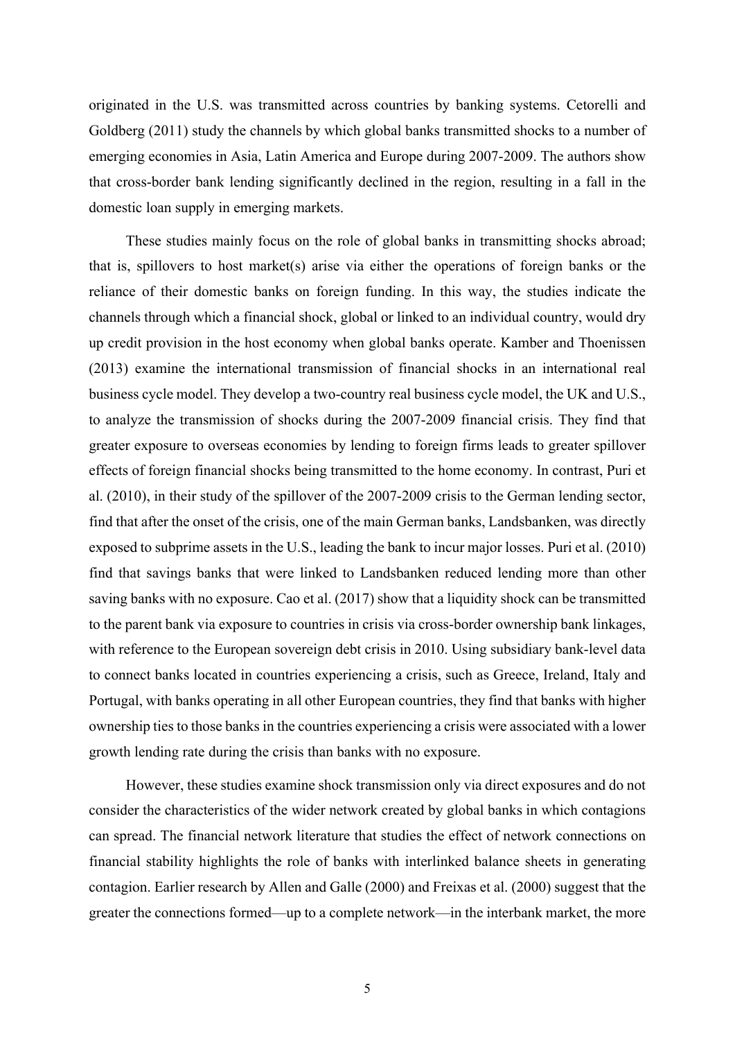originated in the U.S. was transmitted across countries by banking systems. Cetorelli and Goldberg (2011) study the channels by which global banks transmitted shocks to a number of emerging economies in Asia, Latin America and Europe during 2007-2009. The authors show that cross-border bank lending significantly declined in the region, resulting in a fall in the domestic loan supply in emerging markets.

These studies mainly focus on the role of global banks in transmitting shocks abroad; that is, spillovers to host market(s) arise via either the operations of foreign banks or the reliance of their domestic banks on foreign funding. In this way, the studies indicate the channels through which a financial shock, global or linked to an individual country, would dry up credit provision in the host economy when global banks operate. Kamber and Thoenissen (2013) examine the international transmission of financial shocks in an international real business cycle model. They develop a two-country real business cycle model, the UK and U.S., to analyze the transmission of shocks during the 2007-2009 financial crisis. They find that greater exposure to overseas economies by lending to foreign firms leads to greater spillover effects of foreign financial shocks being transmitted to the home economy. In contrast, Puri et al. (2010), in their study of the spillover of the 2007-2009 crisis to the German lending sector, find that after the onset of the crisis, one of the main German banks, Landsbanken, was directly exposed to subprime assets in the U.S., leading the bank to incur major losses. Puri et al. (2010) find that savings banks that were linked to Landsbanken reduced lending more than other saving banks with no exposure. Cao et al. (2017) show that a liquidity shock can be transmitted to the parent bank via exposure to countries in crisis via cross-border ownership bank linkages, with reference to the European sovereign debt crisis in 2010. Using subsidiary bank-level data to connect banks located in countries experiencing a crisis, such as Greece, Ireland, Italy and Portugal, with banks operating in all other European countries, they find that banks with higher ownership ties to those banks in the countries experiencing a crisis were associated with a lower growth lending rate during the crisis than banks with no exposure.

However, these studies examine shock transmission only via direct exposures and do not consider the characteristics of the wider network created by global banks in which contagions can spread. The financial network literature that studies the effect of network connections on financial stability highlights the role of banks with interlinked balance sheets in generating contagion. Earlier research by Allen and Galle (2000) and Freixas et al. (2000) suggest that the greater the connections formed—up to a complete network—in the interbank market, the more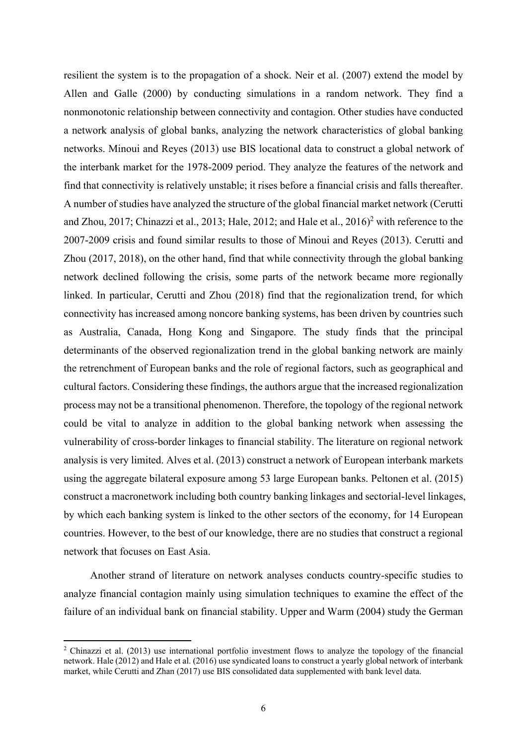resilient the system is to the propagation of a shock. Neir et al. (2007) extend the model by Allen and Galle (2000) by conducting simulations in a random network. They find a nonmonotonic relationship between connectivity and contagion. Other studies have conducted a network analysis of global banks, analyzing the network characteristics of global banking networks. Minoui and Reyes (2013) use BIS locational data to construct a global network of the interbank market for the 1978-2009 period. They analyze the features of the network and find that connectivity is relatively unstable; it rises before a financial crisis and falls thereafter. A number of studies have analyzed the structure of the global financial market network (Cerutti and Zhou, 2017; Chinazzi et al., 2013; Hale, 2012; and Hale et al., 2016)[2] with reference to the 2007-2009 crisis and found similar results to those of Minoui and Reyes (2013). Cerutti and Zhou (2017, 2018), on the other hand, find that while connectivity through the global banking network declined following the crisis, some parts of the network became more regionally linked. In particular, Cerutti and Zhou (2018) find that the regionalization trend, for which connectivity has increased among noncore banking systems, has been driven by countries such as Australia, Canada, Hong Kong and Singapore. The study finds that the principal determinants of the observed regionalization trend in the global banking network are mainly the retrenchment of European banks and the role of regional factors, such as geographical and cultural factors. Considering these findings, the authors argue that the increased regionalization process may not be a transitional phenomenon. Therefore, the topology of the regional network could be vital to analyze in addition to the global banking network when assessing the vulnerability of cross-border linkages to financial stability. The literature on regional network analysis is very limited. Alves et al. (2013) construct a network of European interbank markets using the aggregate bilateral exposure among 53 large European banks. Peltonen et al. (2015) construct a macronetwork including both country banking linkages and sectorial-level linkages, by which each banking system is linked to the other sectors of the economy, for 14 European countries. However, to the best of our knowledge, there are no studies that construct a regional network that focuses on East Asia.

Another strand of literature on network analyses conducts country-specific studies to analyze financial contagion mainly using simulation techniques to examine the effect of the failure of an individual bank on financial stability. Upper and Warm (2004) study the German

[2] Chinazzi et al. (2013) use international portfolio investment flows to analyze the topology of the financial network. Hale (2012) and Hale et al. (2016) use syndicated loans to construct a yearly global network of interbank market, while Cerutti and Zhan (2017) use BIS consolidated data supplemented with bank level data.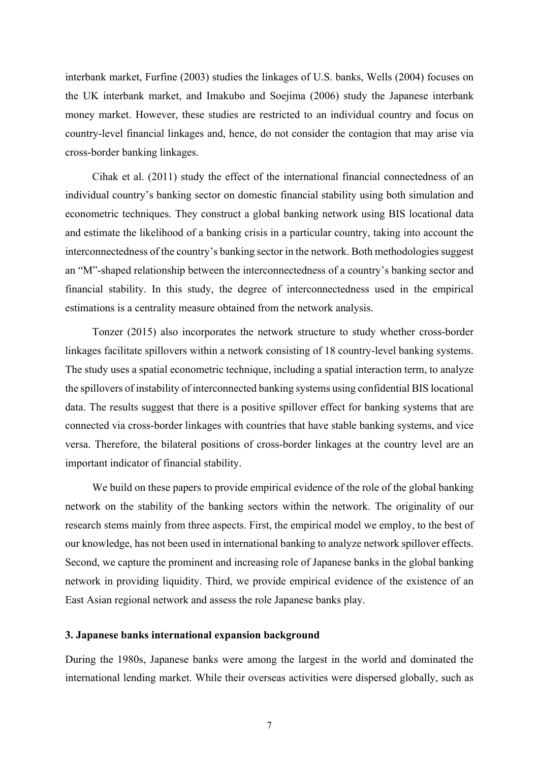interbank market, Furfine (2003) studies the linkages of U.S. banks, Wells (2004) focuses on the UK interbank market, and Imakubo and Soejima (2006) study the Japanese interbank money market. However, these studies are restricted to an individual country and focus on country-level financial linkages and, hence, do not consider the contagion that may arise via cross-border banking linkages.

Cihak et al. (2011) study the effect of the international financial connectedness of an individual country's banking sector on domestic financial stability using both simulation and econometric techniques. They construct a global banking network using BIS locational data and estimate the likelihood of a banking crisis in a particular country, taking into account the interconnectedness of the country's banking sector in the network. Both methodologies suggest an "M"-shaped relationship between the interconnectedness of a country's banking sector and financial stability. In this study, the degree of interconnectedness used in the empirical estimations is a centrality measure obtained from the network analysis.

Tonzer (2015) also incorporates the network structure to study whether cross-border linkages facilitate spillovers within a network consisting of 18 country-level banking systems. The study uses a spatial econometric technique, including a spatial interaction term, to analyze the spillovers of instability of interconnected banking systems using confidential BIS locational data. The results suggest that there is a positive spillover effect for banking systems that are connected via cross-border linkages with countries that have stable banking systems, and vice versa. Therefore, the bilateral positions of cross-border linkages at the country level are an important indicator of financial stability.

We build on these papers to provide empirical evidence of the role of the global banking network on the stability of the banking sectors within the network. The originality of our research stems mainly from three aspects. First, the empirical model we employ, to the best of our knowledge, has not been used in international banking to analyze network spillover effects. Second, we capture the prominent and increasing role of Japanese banks in the global banking network in providing liquidity. Third, we provide empirical evidence of the existence of an East Asian regional network and assess the role Japanese banks play.

## 3. Japanese banks international expansion background

During the 1980s, Japanese banks were among the largest in the world and dominated the international lending market. While their overseas activities were dispersed globally, such as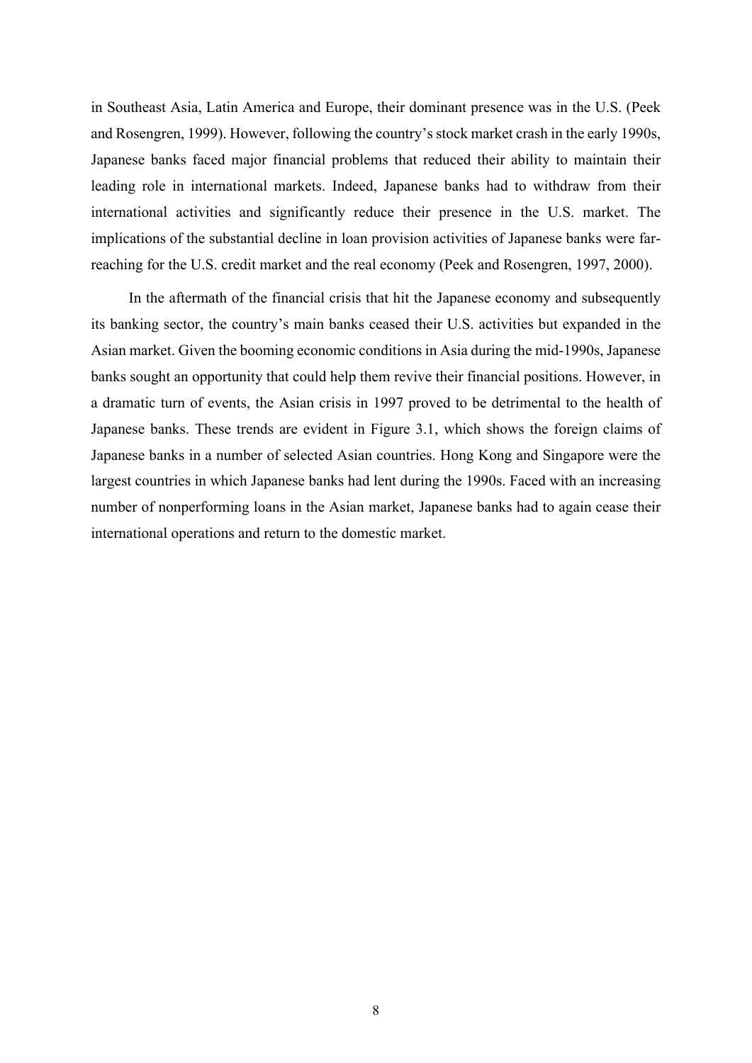in Southeast Asia, Latin America and Europe, their dominant presence was in the U.S. (Peek and Rosengren, 1999). However, following the country's stock market crash in the early 1990s, Japanese banks faced major financial problems that reduced their ability to maintain their leading role in international markets. Indeed, Japanese banks had to withdraw from their international activities and significantly reduce their presence in the U.S. market. The implications of the substantial decline in loan provision activities of Japanese banks were far-reaching for the U.S. credit market and the real economy (Peek and Rosengren, 1997, 2000).

In the aftermath of the financial crisis that hit the Japanese economy and subsequently its banking sector, the country's main banks ceased their U.S. activities but expanded in the Asian market. Given the booming economic conditions in Asia during the mid-1990s, Japanese banks sought an opportunity that could help them revive their financial positions. However, in a dramatic turn of events, the Asian crisis in 1997 proved to be detrimental to the health of Japanese banks. These trends are evident in Figure 3.1, which shows the foreign claims of Japanese banks in a number of selected Asian countries. Hong Kong and Singapore were the largest countries in which Japanese banks had lent during the 1990s. Faced with an increasing number of nonperforming loans in the Asian market, Japanese banks had to again cease their international operations and return to the domestic market.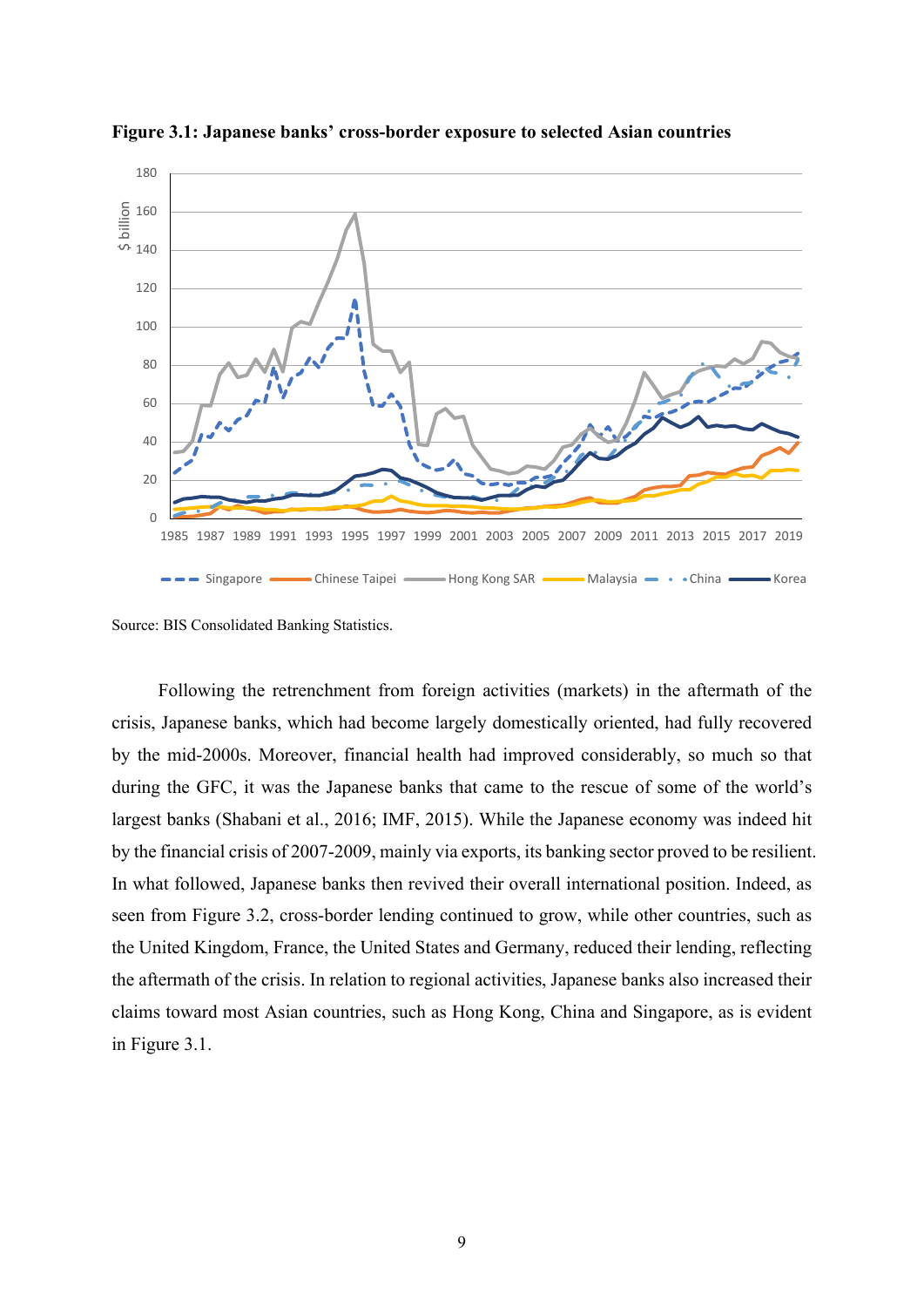**Figure 3.1: Japanese banks' cross-border exposure to selected Asian countries**

Source: BIS Consolidated Banking Statistics.

Following the retrenchment from foreign activities (markets) in the aftermath of the crisis, Japanese banks, which had become largely domestically oriented, had fully recovered by the mid-2000s. Moreover, financial health had improved considerably, so much so that during the GFC, it was the Japanese banks that came to the rescue of some of the world's largest banks (Shabani et al., 2016; IMF, 2015). While the Japanese economy was indeed hit by the financial crisis of 2007-2009, mainly via exports, its banking sector proved to be resilient. In what followed, Japanese banks then revived their overall international position. Indeed, as seen from Figure 3.2, cross-border lending continued to grow, while other countries, such as the United Kingdom, France, the United States and Germany, reduced their lending, reflecting the aftermath of the crisis. In relation to regional activities, Japanese banks also increased their claims toward most Asian countries, such as Hong Kong, China and Singapore, as is evident in Figure 3.1.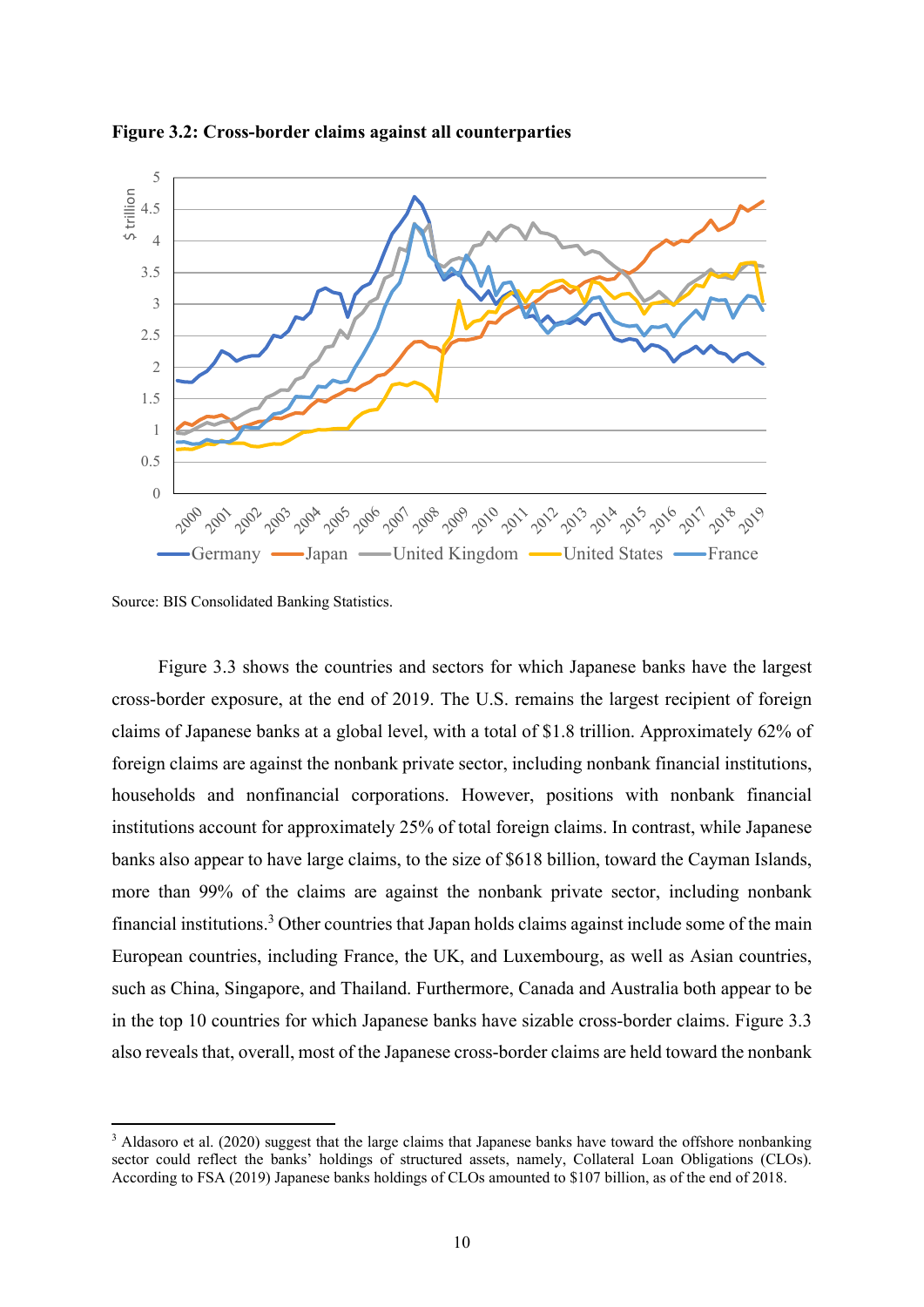**Figure 3.2: Cross-border claims against all counterparties**

Source: BIS Consolidated Banking Statistics.

Figure 3.3 shows the countries and sectors for which Japanese banks have the largest cross-border exposure, at the end of 2019. The U.S. remains the largest recipient of foreign claims of Japanese banks at a global level, with a total of \$1.8 trillion. Approximately 62% of foreign claims are against the nonbank private sector, including nonbank financial institutions, households and nonfinancial corporations. However, positions with nonbank financial institutions account for approximately 25% of total foreign claims. In contrast, while Japanese banks also appear to have large claims, to the size of \$618 billion, toward the Cayman Islands, more than 99% of the claims are against the nonbank private sector, including nonbank financial institutions.[3] Other countries that Japan holds claims against include some of the main European countries, including France, the UK, and Luxembourg, as well as Asian countries, such as China, Singapore, and Thailand. Furthermore, Canada and Australia both appear to be in the top 10 countries for which Japanese banks have sizable cross-border claims. Figure 3.3 also reveals that, overall, most of the Japanese cross-border claims are held toward the nonbank

---

[3] Aldasoro et al. (2020) suggest that the large claims that Japanese banks have toward the offshore nonbanking sector could reflect the banks' holdings of structured assets, namely, Collateral Loan Obligations (CLOs). According to FSA (2019) Japanese banks holdings of CLOs amounted to \$107 billion, as of the end of 2018.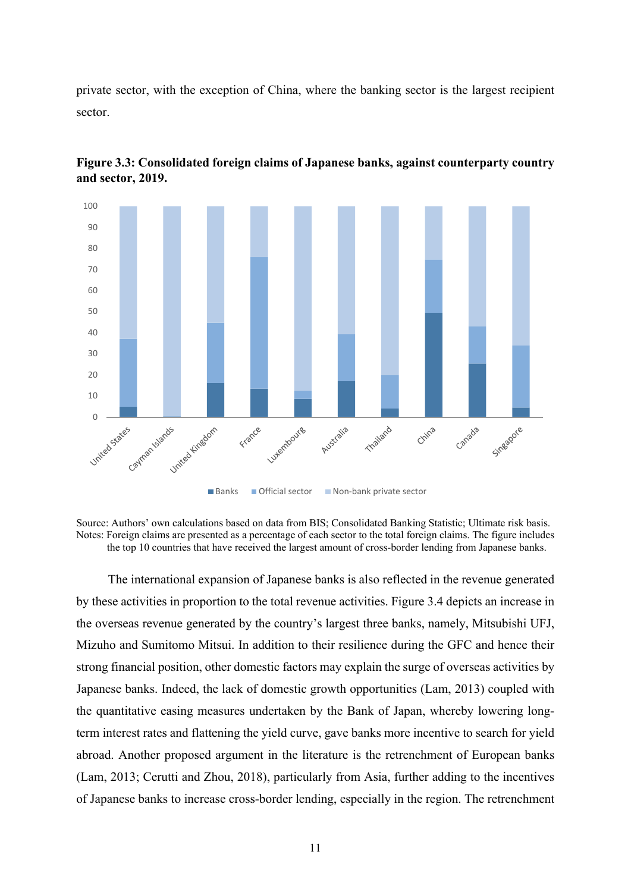private sector, with the exception of China, where the banking sector is the largest recipient sector.

**Figure 3.3: Consolidated foreign claims of Japanese banks, against counterparty country and sector, 2019.**

Source: Authors' own calculations based on data from BIS; Consolidated Banking Statistic; Ultimate risk basis.
Notes: Foreign claims are presented as a percentage of each sector to the total foreign claims. The figure includes the top 10 countries that have received the largest amount of cross-border lending from Japanese banks.

The international expansion of Japanese banks is also reflected in the revenue generated by these activities in proportion to the total revenue activities. Figure 3.4 depicts an increase in the overseas revenue generated by the country's largest three banks, namely, Mitsubishi UFJ, Mizuho and Sumitomo Mitsui. In addition to their resilience during the GFC and hence their strong financial position, other domestic factors may explain the surge of overseas activities by Japanese banks. Indeed, the lack of domestic growth opportunities (Lam, 2013) coupled with the quantitative easing measures undertaken by the Bank of Japan, whereby lowering long-term interest rates and flattening the yield curve, gave banks more incentive to search for yield abroad. Another proposed argument in the literature is the retrenchment of European banks (Lam, 2013; Cerutti and Zhou, 2018), particularly from Asia, further adding to the incentives of Japanese banks to increase cross-border lending, especially in the region. The retrenchment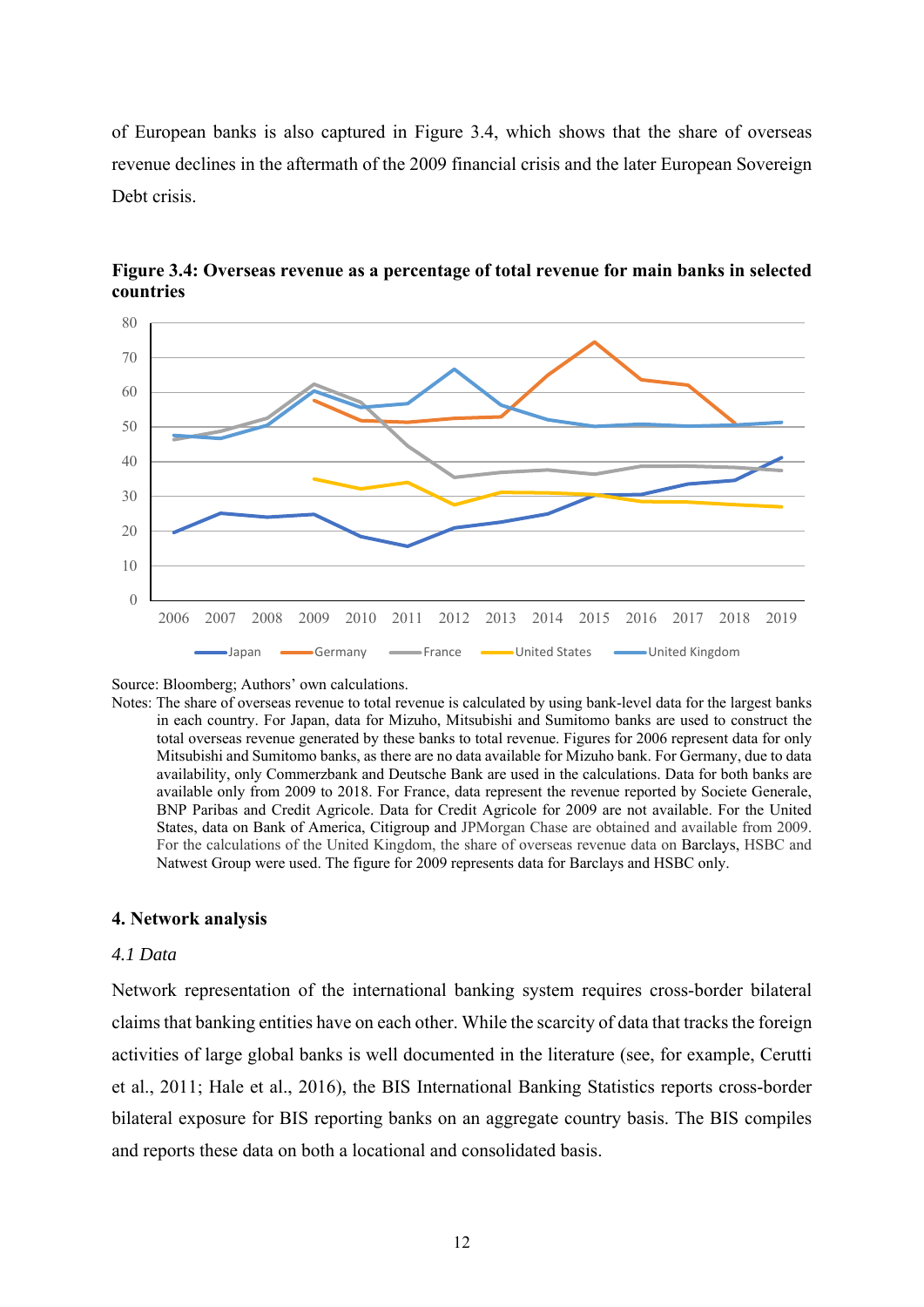of European banks is also captured in Figure 3.4, which shows that the share of overseas revenue declines in the aftermath of the 2009 financial crisis and the later European Sovereign Debt crisis.

**Figure 3.4: Overseas revenue as a percentage of total revenue for main banks in selected countries**

Source: Bloomberg; Authors' own calculations.

Notes: The share of overseas revenue to total revenue is calculated by using bank-level data for the largest banks in each country. For Japan, data for Mizuho, Mitsubishi and Sumitomo banks are used to construct the total overseas revenue generated by these banks to total revenue. Figures for 2006 represent data for only Mitsubishi and Sumitomo banks, as there are no data available for Mizuho bank. For Germany, due to data availability, only Commerzbank and Deutsche Bank are used in the calculations. Data for both banks are available only from 2009 to 2018. For France, data represent the revenue reported by Societe Generale, BNP Paribas and Credit Agricole. Data for Credit Agricole for 2009 are not available. For the United States, data on Bank of America, Citigroup and JPMorgan Chase are obtained and available from 2009. For the calculations of the United Kingdom, the share of overseas revenue data on Barclays, HSBC and Natwest Group were used. The figure for 2009 represents data for Barclays and HSBC only.

## 4. Network analysis

### *4.1 Data*

Network representation of the international banking system requires cross-border bilateral claims that banking entities have on each other. While the scarcity of data that tracks the foreign activities of large global banks is well documented in the literature (see, for example, Cerutti et al., 2011; Hale et al., 2016), the BIS International Banking Statistics reports cross-border bilateral exposure for BIS reporting banks on an aggregate country basis. The BIS compiles and reports these data on both a locational and consolidated basis.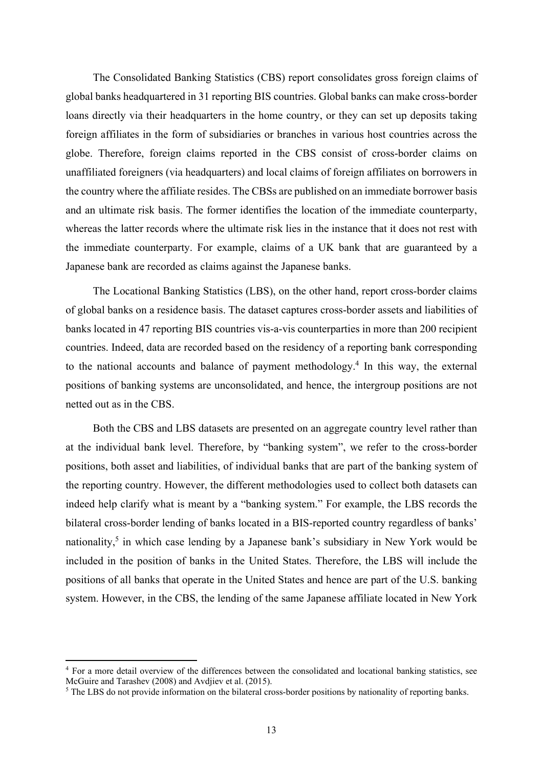The Consolidated Banking Statistics (CBS) report consolidates gross foreign claims of global banks headquartered in 31 reporting BIS countries. Global banks can make cross-border loans directly via their headquarters in the home country, or they can set up deposits taking foreign affiliates in the form of subsidiaries or branches in various host countries across the globe. Therefore, foreign claims reported in the CBS consist of cross-border claims on unaffiliated foreigners (via headquarters) and local claims of foreign affiliates on borrowers in the country where the affiliate resides. The CBSs are published on an immediate borrower basis and an ultimate risk basis. The former identifies the location of the immediate counterparty, whereas the latter records where the ultimate risk lies in the instance that it does not rest with the immediate counterparty. For example, claims of a UK bank that are guaranteed by a Japanese bank are recorded as claims against the Japanese banks.

The Locational Banking Statistics (LBS), on the other hand, report cross-border claims of global banks on a residence basis. The dataset captures cross-border assets and liabilities of banks located in 47 reporting BIS countries vis-a-vis counterparties in more than 200 recipient countries. Indeed, data are recorded based on the residency of a reporting bank corresponding to the national accounts and balance of payment methodology.[4] In this way, the external positions of banking systems are unconsolidated, and hence, the intergroup positions are not netted out as in the CBS.

Both the CBS and LBS datasets are presented on an aggregate country level rather than at the individual bank level. Therefore, by "banking system", we refer to the cross-border positions, both asset and liabilities, of individual banks that are part of the banking system of the reporting country. However, the different methodologies used to collect both datasets can indeed help clarify what is meant by a "banking system." For example, the LBS records the bilateral cross-border lending of banks located in a BIS-reported country regardless of banks' nationality,[5] in which case lending by a Japanese bank's subsidiary in New York would be included in the position of banks in the United States. Therefore, the LBS will include the positions of all banks that operate in the United States and hence are part of the U.S. banking system. However, in the CBS, the lending of the same Japanese affiliate located in New York

[4] For a more detail overview of the differences between the consolidated and locational banking statistics, see McGuire and Tarashev (2008) and Avdjiev et al. (2015).

[5] The LBS do not provide information on the bilateral cross-border positions by nationality of reporting banks.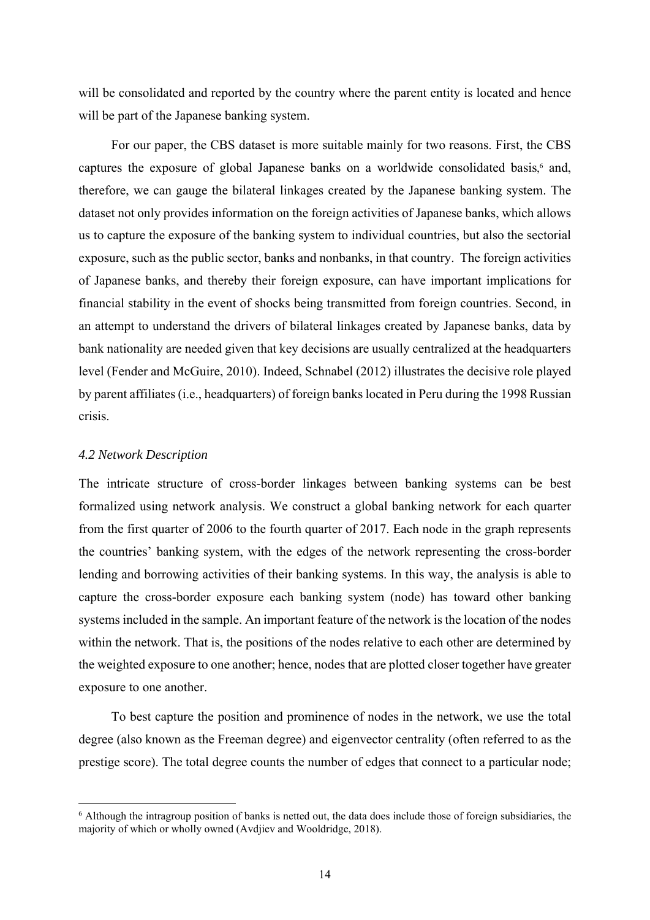will be consolidated and reported by the country where the parent entity is located and hence will be part of the Japanese banking system.

For our paper, the CBS dataset is more suitable mainly for two reasons. First, the CBS captures the exposure of global Japanese banks on a worldwide consolidated basis,[6] and, therefore, we can gauge the bilateral linkages created by the Japanese banking system. The dataset not only provides information on the foreign activities of Japanese banks, which allows us to capture the exposure of the banking system to individual countries, but also the sectorial exposure, such as the public sector, banks and nonbanks, in that country. The foreign activities of Japanese banks, and thereby their foreign exposure, can have important implications for financial stability in the event of shocks being transmitted from foreign countries. Second, in an attempt to understand the drivers of bilateral linkages created by Japanese banks, data by bank nationality are needed given that key decisions are usually centralized at the headquarters level (Fender and McGuire, 2010). Indeed, Schnabel (2012) illustrates the decisive role played by parent affiliates (i.e., headquarters) of foreign banks located in Peru during the 1998 Russian crisis.

### *4.2 Network Description*

The intricate structure of cross-border linkages between banking systems can be best formalized using network analysis. We construct a global banking network for each quarter from the first quarter of 2006 to the fourth quarter of 2017. Each node in the graph represents the countries' banking system, with the edges of the network representing the cross-border lending and borrowing activities of their banking systems. In this way, the analysis is able to capture the cross-border exposure each banking system (node) has toward other banking systems included in the sample. An important feature of the network is the location of the nodes within the network. That is, the positions of the nodes relative to each other are determined by the weighted exposure to one another; hence, nodes that are plotted closer together have greater exposure to one another.

To best capture the position and prominence of nodes in the network, we use the total degree (also known as the Freeman degree) and eigenvector centrality (often referred to as the prestige score). The total degree counts the number of edges that connect to a particular node;

[6] Although the intragroup position of banks is netted out, the data does include those of foreign subsidiaries, the majority of which or wholly owned (Avdjiev and Wooldridge, 2018).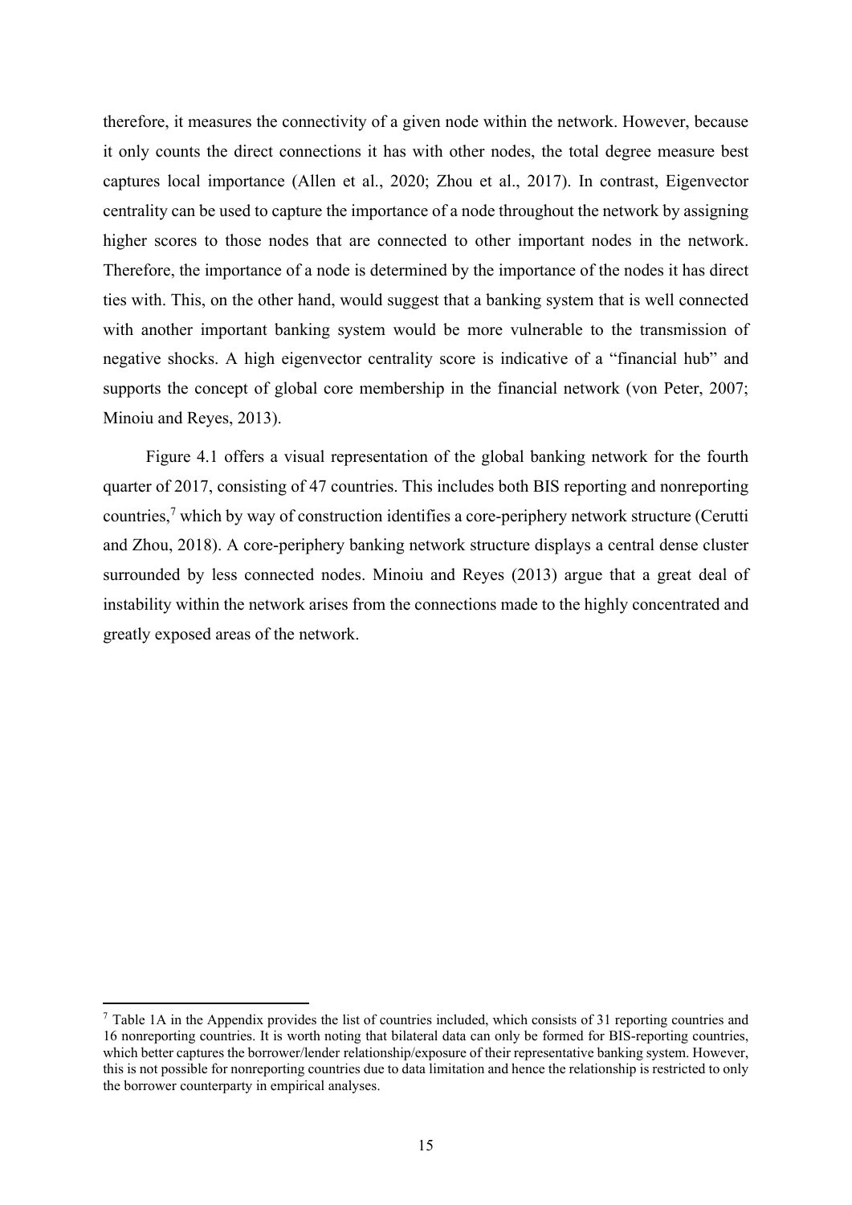therefore, it measures the connectivity of a given node within the network. However, because it only counts the direct connections it has with other nodes, the total degree measure best captures local importance (Allen et al., 2020; Zhou et al., 2017). In contrast, Eigenvector centrality can be used to capture the importance of a node throughout the network by assigning higher scores to those nodes that are connected to other important nodes in the network. Therefore, the importance of a node is determined by the importance of the nodes it has direct ties with. This, on the other hand, would suggest that a banking system that is well connected with another important banking system would be more vulnerable to the transmission of negative shocks. A high eigenvector centrality score is indicative of a "financial hub" and supports the concept of global core membership in the financial network (von Peter, 2007; Minoiu and Reyes, 2013).

Figure 4.1 offers a visual representation of the global banking network for the fourth quarter of 2017, consisting of 47 countries. This includes both BIS reporting and nonreporting countries,[7] which by way of construction identifies a core-periphery network structure (Cerutti and Zhou, 2018). A core-periphery banking network structure displays a central dense cluster surrounded by less connected nodes. Minoiu and Reyes (2013) argue that a great deal of instability within the network arises from the connections made to the highly concentrated and greatly exposed areas of the network.

[7] Table 1A in the Appendix provides the list of countries included, which consists of 31 reporting countries and 16 nonreporting countries. It is worth noting that bilateral data can only be formed for BIS-reporting countries, which better captures the borrower/lender relationship/exposure of their representative banking system. However, this is not possible for nonreporting countries due to data limitation and hence the relationship is restricted to only the borrower counterparty in empirical analyses.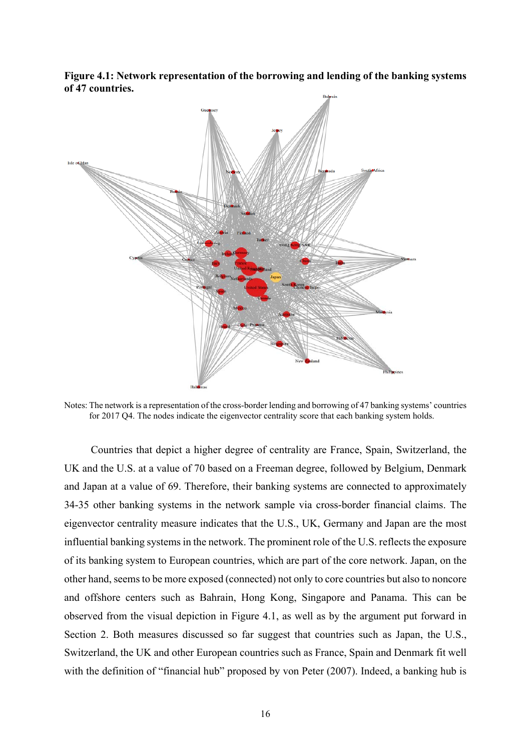**Figure 4.1: Network representation of the borrowing and lending of the banking systems of 47 countries.**

Notes: The network is a representation of the cross-border lending and borrowing of 47 banking systems' countries for 2017 Q4. The nodes indicate the eigenvector centrality score that each banking system holds.

Countries that depict a higher degree of centrality are France, Spain, Switzerland, the UK and the U.S. at a value of 70 based on a Freeman degree, followed by Belgium, Denmark and Japan at a value of 69. Therefore, their banking systems are connected to approximately 34-35 other banking systems in the network sample via cross-border financial claims. The eigenvector centrality measure indicates that the U.S., UK, Germany and Japan are the most influential banking systems in the network. The prominent role of the U.S. reflects the exposure of its banking system to European countries, which are part of the core network. Japan, on the other hand, seems to be more exposed (connected) not only to core countries but also to noncore and offshore centers such as Bahrain, Hong Kong, Singapore and Panama. This can be observed from the visual depiction in Figure 4.1, as well as by the argument put forward in Section 2. Both measures discussed so far suggest that countries such as Japan, the U.S., Switzerland, the UK and other European countries such as France, Spain and Denmark fit well with the definition of "financial hub" proposed by von Peter (2007). Indeed, a banking hub is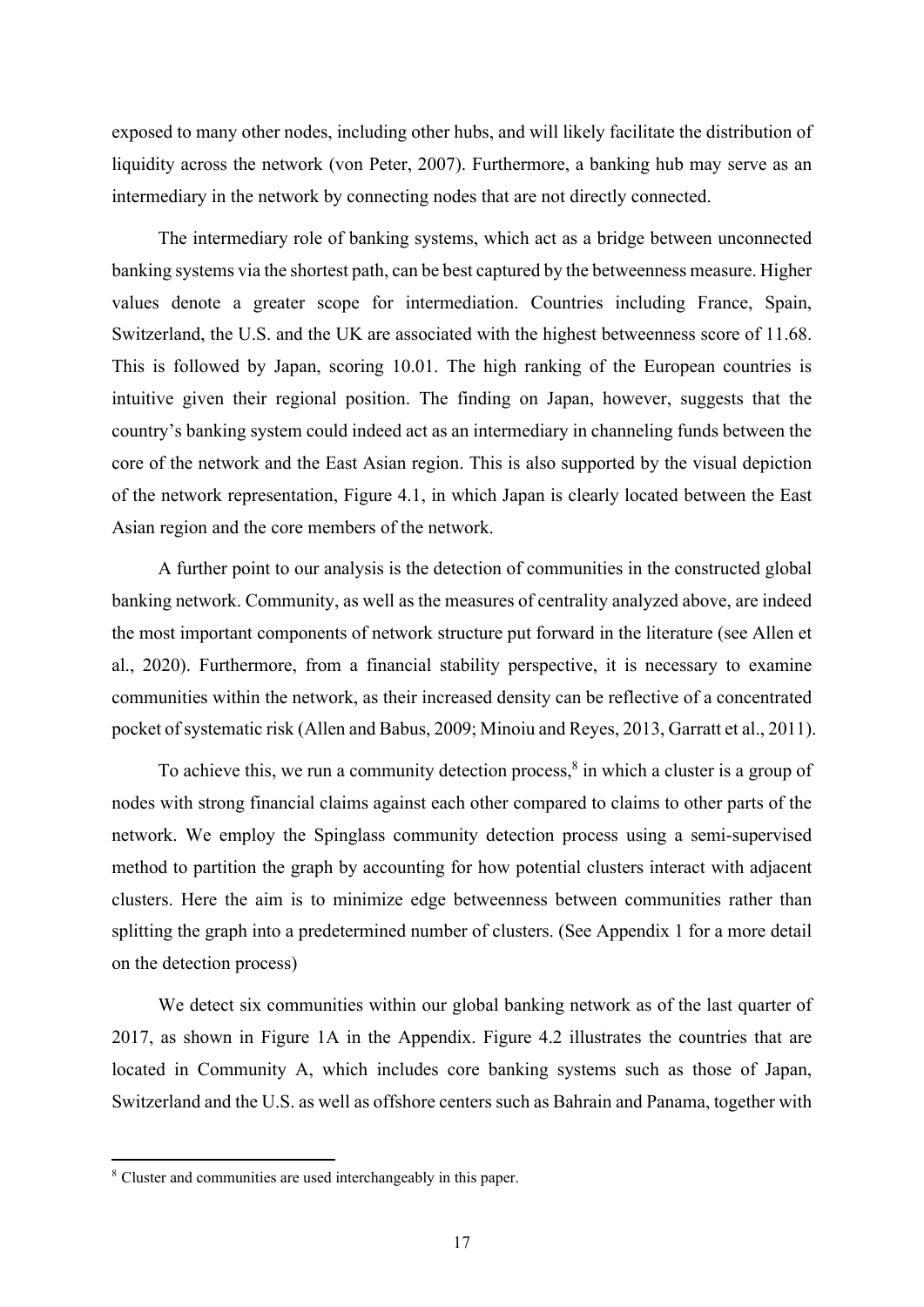exposed to many other nodes, including other hubs, and will likely facilitate the distribution of liquidity across the network (von Peter, 2007). Furthermore, a banking hub may serve as an intermediary in the network by connecting nodes that are not directly connected.

The intermediary role of banking systems, which act as a bridge between unconnected banking systems via the shortest path, can be best captured by the betweenness measure. Higher values denote a greater scope for intermediation. Countries including France, Spain, Switzerland, the U.S. and the UK are associated with the highest betweenness score of 11.68. This is followed by Japan, scoring 10.01. The high ranking of the European countries is intuitive given their regional position. The finding on Japan, however, suggests that the country's banking system could indeed act as an intermediary in channeling funds between the core of the network and the East Asian region. This is also supported by the visual depiction of the network representation, Figure 4.1, in which Japan is clearly located between the East Asian region and the core members of the network.

A further point to our analysis is the detection of communities in the constructed global banking network. Community, as well as the measures of centrality analyzed above, are indeed the most important components of network structure put forward in the literature (see Allen et al., 2020). Furthermore, from a financial stability perspective, it is necessary to examine communities within the network, as their increased density can be reflective of a concentrated pocket of systematic risk (Allen and Babus, 2009; Minoiu and Reyes, 2013, Garratt et al., 2011).

To achieve this, we run a community detection process,[8] in which a cluster is a group of nodes with strong financial claims against each other compared to claims to other parts of the network. We employ the Spinglass community detection process using a semi-supervised method to partition the graph by accounting for how potential clusters interact with adjacent clusters. Here the aim is to minimize edge betweenness between communities rather than splitting the graph into a predetermined number of clusters. (See Appendix 1 for a more detail on the detection process)

We detect six communities within our global banking network as of the last quarter of 2017, as shown in Figure 1A in the Appendix. Figure 4.2 illustrates the countries that are located in Community A, which includes core banking systems such as those of Japan, Switzerland and the U.S. as well as offshore centers such as Bahrain and Panama, together with

[8] Cluster and communities are used interchangeably in this paper.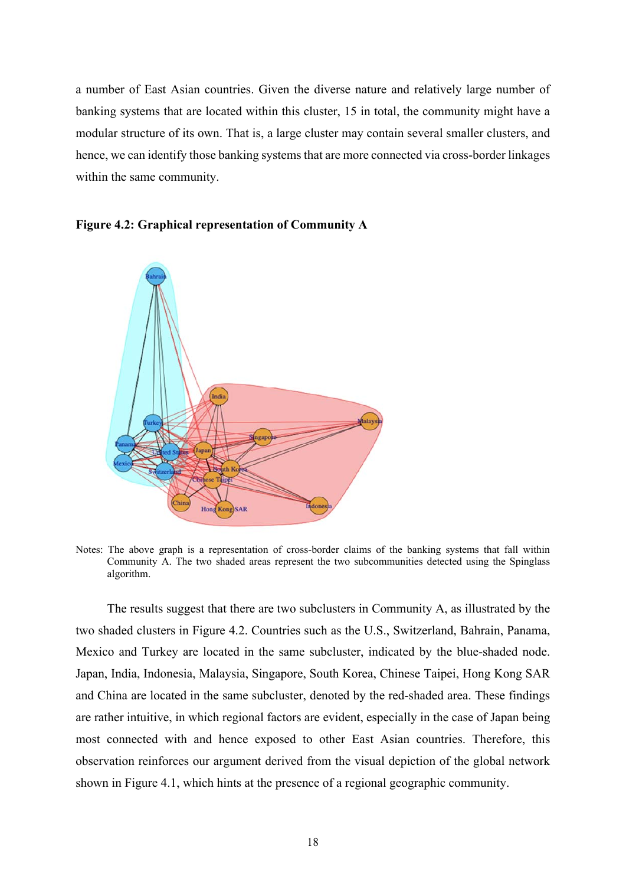a number of East Asian countries. Given the diverse nature and relatively large number of banking systems that are located within this cluster, 15 in total, the community might have a modular structure of its own. That is, a large cluster may contain several smaller clusters, and hence, we can identify those banking systems that are more connected via cross-border linkages within the same community.

**Figure 4.2: Graphical representation of Community A**

Notes: The above graph is a representation of cross-border claims of the banking systems that fall within Community A. The two shaded areas represent the two subcommunities detected using the Spinglass algorithm.

The results suggest that there are two subclusters in Community A, as illustrated by the two shaded clusters in Figure 4.2. Countries such as the U.S., Switzerland, Bahrain, Panama, Mexico and Turkey are located in the same subcluster, indicated by the blue-shaded node. Japan, India, Indonesia, Malaysia, Singapore, South Korea, Chinese Taipei, Hong Kong SAR and China are located in the same subcluster, denoted by the red-shaded area. These findings are rather intuitive, in which regional factors are evident, especially in the case of Japan being most connected with and hence exposed to other East Asian countries. Therefore, this observation reinforces our argument derived from the visual depiction of the global network shown in Figure 4.1, which hints at the presence of a regional geographic community.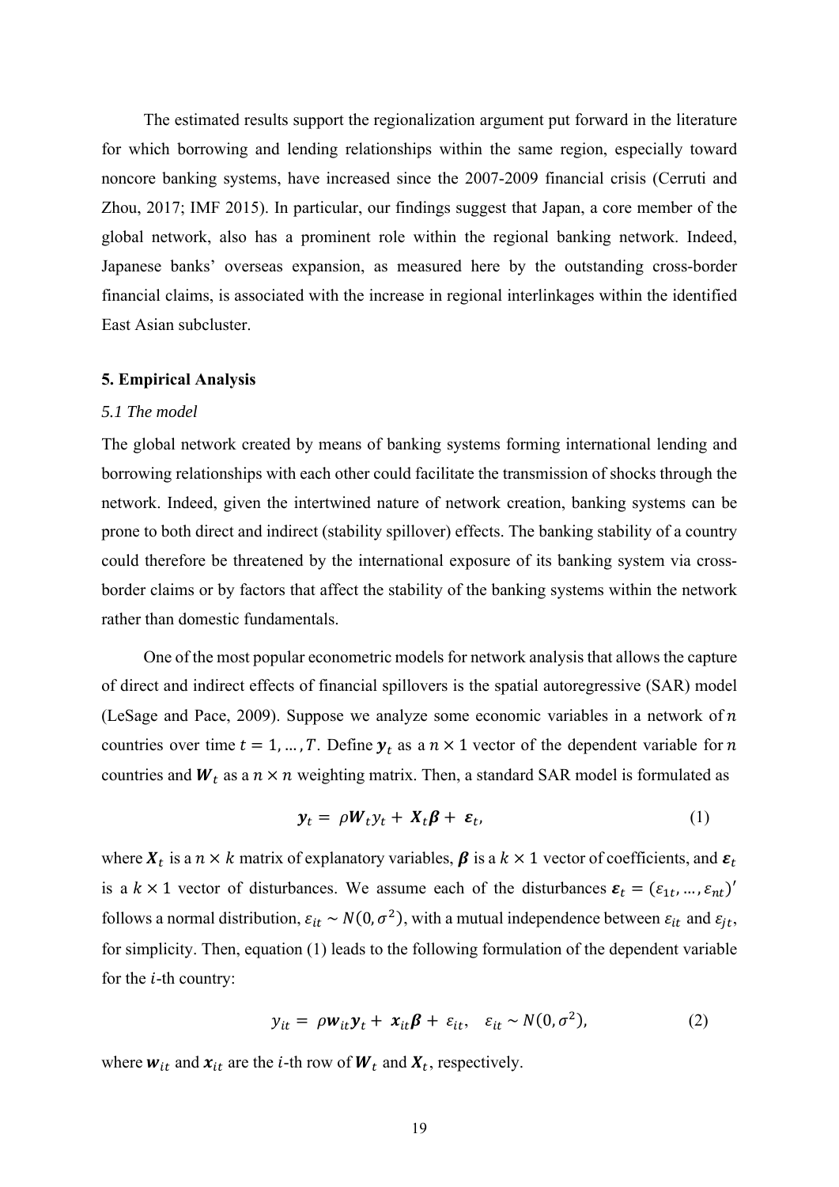The estimated results support the regionalization argument put forward in the literature for which borrowing and lending relationships within the same region, especially toward noncore banking systems, have increased since the 2007-2009 financial crisis (Cerruti and Zhou, 2017; IMF 2015). In particular, our findings suggest that Japan, a core member of the global network, also has a prominent role within the regional banking network. Indeed, Japanese banks' overseas expansion, as measured here by the outstanding cross-border financial claims, is associated with the increase in regional interlinkages within the identified East Asian subcluster.

## 5. Empirical Analysis

### *5.1 The model*

The global network created by means of banking systems forming international lending and borrowing relationships with each other could facilitate the transmission of shocks through the network. Indeed, given the intertwined nature of network creation, banking systems can be prone to both direct and indirect (stability spillover) effects. The banking stability of a country could therefore be threatened by the international exposure of its banking system via cross-border claims or by factors that affect the stability of the banking systems within the network rather than domestic fundamentals.

One of the most popular econometric models for network analysis that allows the capture of direct and indirect effects of financial spillovers is the spatial autoregressive (SAR) model (LeSage and Pace, 2009). Suppose we analyze some economic variables in a network of $n$ countries over time $t = 1, \ldots, T$. Define $\boldsymbol{y}_t$ as a $n \times 1$ vector of the dependent variable for $n$ countries and $\boldsymbol{W}_t$ as a $n \times n$ weighting matrix. Then, a standard SAR model is formulated as

$$\boldsymbol{y}_t = \rho \boldsymbol{W}_t y_t + \boldsymbol{X}_t \boldsymbol{\beta} + \boldsymbol{\varepsilon}_t, \tag{1}$$

where $\boldsymbol{X}_t$ is a $n \times k$ matrix of explanatory variables, $\boldsymbol{\beta}$ is a $k \times 1$ vector of coefficients, and $\boldsymbol{\varepsilon}_t$ is a $k \times 1$ vector of disturbances. We assume each of the disturbances $\boldsymbol{\varepsilon}_t = (\varepsilon_{1t}, \ldots, \varepsilon_{nt})'$ follows a normal distribution, $\varepsilon_{it} \sim N(0, \sigma^2)$, with a mutual independence between $\varepsilon_{it}$ and $\varepsilon_{jt}$, for simplicity. Then, equation (1) leads to the following formulation of the dependent variable for the $i$-th country:

$$y_{it} = \rho \boldsymbol{w}_{it} \boldsymbol{y}_t + \boldsymbol{x}_{it} \boldsymbol{\beta} + \varepsilon_{it}, \quad \varepsilon_{it} \sim N(0, \sigma^2), \tag{2}$$

where $\boldsymbol{w}_{it}$ and $\boldsymbol{x}_{it}$ are the $i$-th row of $\boldsymbol{W}_t$ and $\boldsymbol{X}_t$, respectively.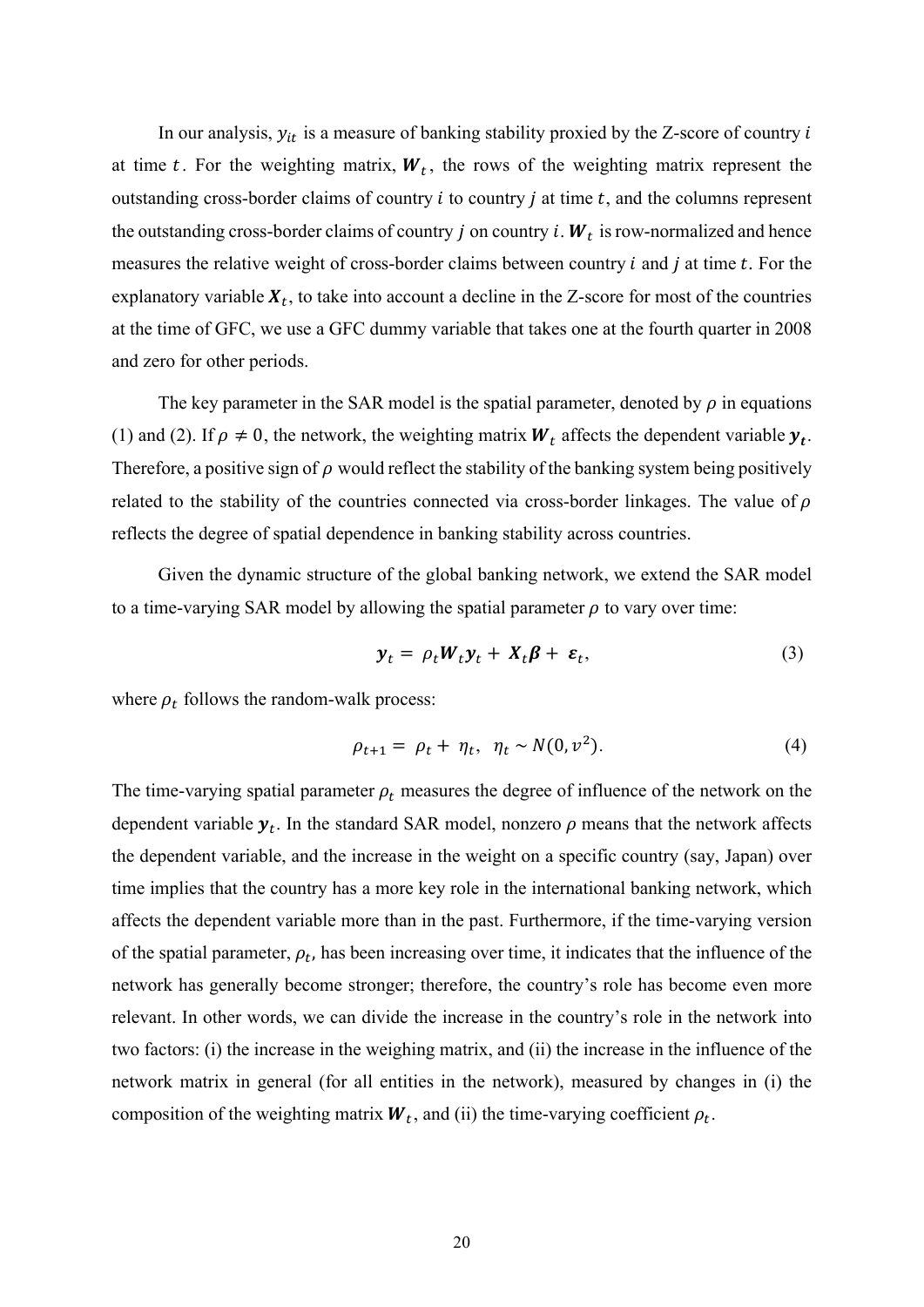In our analysis, $y_{it}$ is a measure of banking stability proxied by the Z-score of country $i$ at time $t$. For the weighting matrix, $\boldsymbol{W}_t$, the rows of the weighting matrix represent the outstanding cross-border claims of country $i$ to country $j$ at time $t$, and the columns represent the outstanding cross-border claims of country $j$ on country $i$. $\boldsymbol{W}_t$ is row-normalized and hence measures the relative weight of cross-border claims between country $i$ and $j$ at time $t$. For the explanatory variable $\boldsymbol{X}_t$, to take into account a decline in the Z-score for most of the countries at the time of GFC, we use a GFC dummy variable that takes one at the fourth quarter in 2008 and zero for other periods.

The key parameter in the SAR model is the spatial parameter, denoted by $\rho$ in equations (1) and (2). If $\rho \neq 0$, the network, the weighting matrix $\boldsymbol{W}_t$ affects the dependent variable $\boldsymbol{y}_t$. Therefore, a positive sign of $\rho$ would reflect the stability of the banking system being positively related to the stability of the countries connected via cross-border linkages. The value of $\rho$ reflects the degree of spatial dependence in banking stability across countries.

Given the dynamic structure of the global banking network, we extend the SAR model to a time-varying SAR model by allowing the spatial parameter $\rho$ to vary over time:

$$\boldsymbol{y}_t = \rho_t \boldsymbol{W}_t \boldsymbol{y}_t + \boldsymbol{X}_t \boldsymbol{\beta} + \boldsymbol{\varepsilon}_t, \tag{3}$$

where $\rho_t$ follows the random-walk process:

$$\rho_{t+1} = \rho_t + \eta_t, \quad \eta_t \sim N(0, v^2). \tag{4}$$

The time-varying spatial parameter $\rho_t$ measures the degree of influence of the network on the dependent variable $\boldsymbol{y}_t$. In the standard SAR model, nonzero $\rho$ means that the network affects the dependent variable, and the increase in the weight on a specific country (say, Japan) over time implies that the country has a more key role in the international banking network, which affects the dependent variable more than in the past. Furthermore, if the time-varying version of the spatial parameter, $\rho_t$, has been increasing over time, it indicates that the influence of the network has generally become stronger; therefore, the country's role has become even more relevant. In other words, we can divide the increase in the country's role in the network into two factors: (i) the increase in the weighing matrix, and (ii) the increase in the influence of the network matrix in general (for all entities in the network), measured by changes in (i) the composition of the weighting matrix $\boldsymbol{W}_t$, and (ii) the time-varying coefficient $\rho_t$.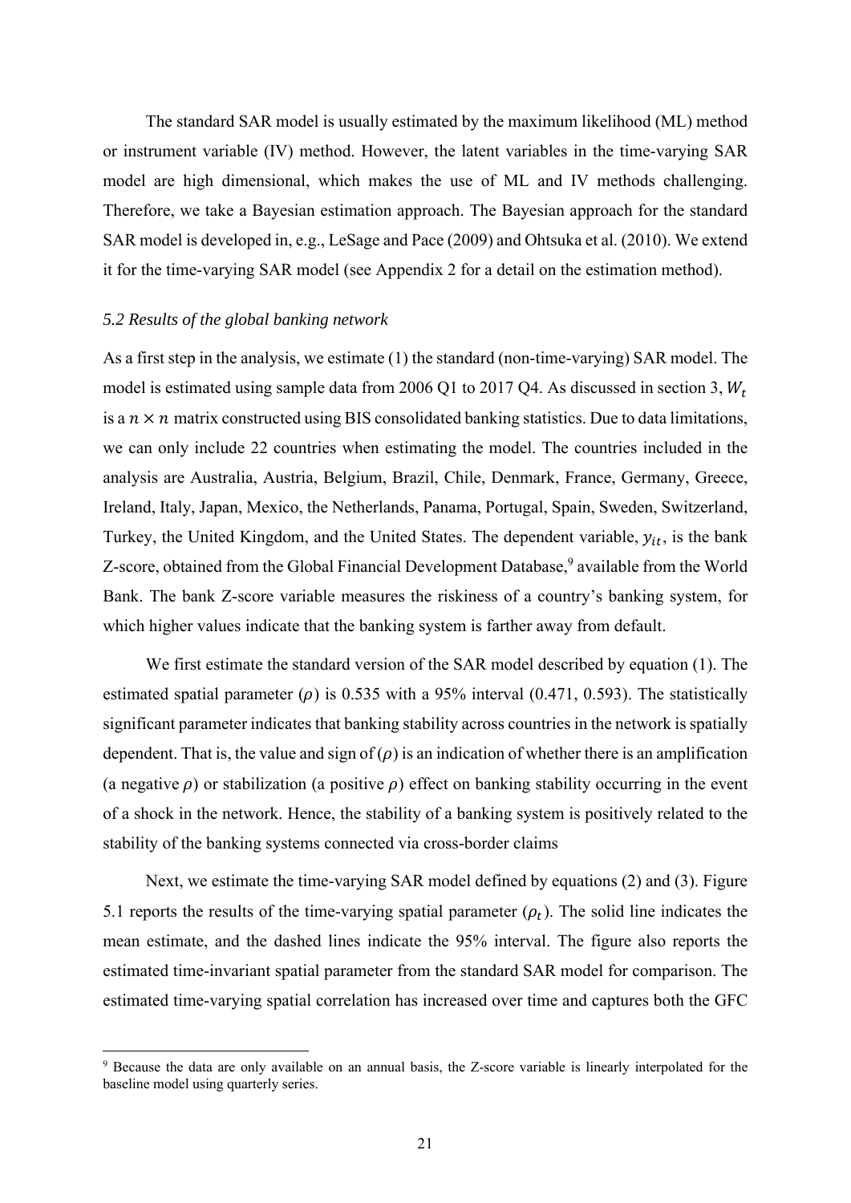The standard SAR model is usually estimated by the maximum likelihood (ML) method or instrument variable (IV) method. However, the latent variables in the time-varying SAR model are high dimensional, which makes the use of ML and IV methods challenging. Therefore, we take a Bayesian estimation approach. The Bayesian approach for the standard SAR model is developed in, e.g., LeSage and Pace (2009) and Ohtsuka et al. (2010). We extend it for the time-varying SAR model (see Appendix 2 for a detail on the estimation method).

### *5.2 Results of the global banking network*

As a first step in the analysis, we estimate (1) the standard (non-time-varying) SAR model. The model is estimated using sample data from 2006 Q1 to 2017 Q4. As discussed in section 3, $W_t$ is a $n \times n$ matrix constructed using BIS consolidated banking statistics. Due to data limitations, we can only include 22 countries when estimating the model. The countries included in the analysis are Australia, Austria, Belgium, Brazil, Chile, Denmark, France, Germany, Greece, Ireland, Italy, Japan, Mexico, the Netherlands, Panama, Portugal, Spain, Sweden, Switzerland, Turkey, the United Kingdom, and the United States. The dependent variable, $y_{it}$, is the bank Z-score, obtained from the Global Financial Development Database,[9] available from the World Bank. The bank Z-score variable measures the riskiness of a country's banking system, for which higher values indicate that the banking system is farther away from default.

We first estimate the standard version of the SAR model described by equation (1). The estimated spatial parameter ($\rho$) is 0.535 with a 95% interval (0.471, 0.593). The statistically significant parameter indicates that banking stability across countries in the network is spatially dependent. That is, the value and sign of ($\rho$) is an indication of whether there is an amplification (a negative $\rho$) or stabilization (a positive $\rho$) effect on banking stability occurring in the event of a shock in the network. Hence, the stability of a banking system is positively related to the stability of the banking systems connected via cross-border claims

Next, we estimate the time-varying SAR model defined by equations (2) and (3). Figure 5.1 reports the results of the time-varying spatial parameter ($\rho_t$). The solid line indicates the mean estimate, and the dashed lines indicate the 95% interval. The figure also reports the estimated time-invariant spatial parameter from the standard SAR model for comparison. The estimated time-varying spatial correlation has increased over time and captures both the GFC

[9] Because the data are only available on an annual basis, the Z-score variable is linearly interpolated for the baseline model using quarterly series.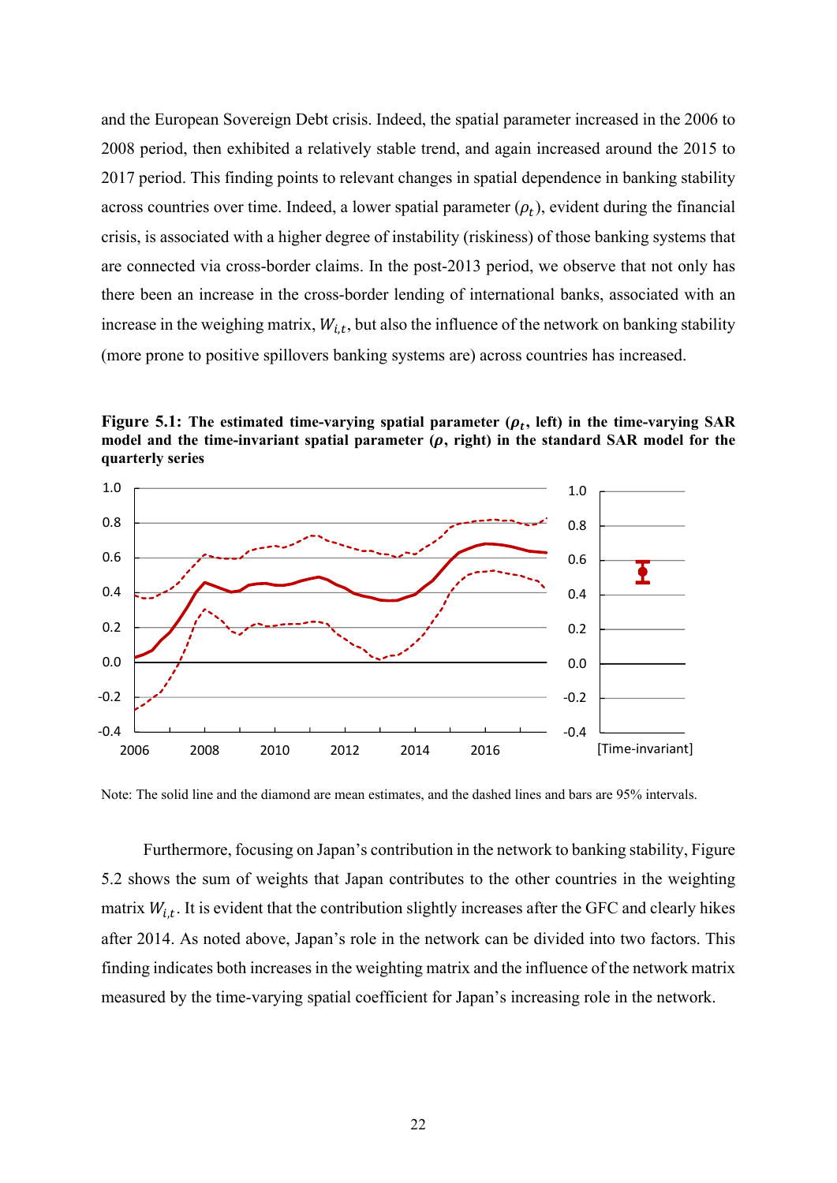and the European Sovereign Debt crisis. Indeed, the spatial parameter increased in the 2006 to 2008 period, then exhibited a relatively stable trend, and again increased around the 2015 to 2017 period. This finding points to relevant changes in spatial dependence in banking stability across countries over time. Indeed, a lower spatial parameter ($\rho_t$), evident during the financial crisis, is associated with a higher degree of instability (riskiness) of those banking systems that are connected via cross-border claims. In the post-2013 period, we observe that not only has there been an increase in the cross-border lending of international banks, associated with an increase in the weighing matrix, $W_{i,t}$, but also the influence of the network on banking stability (more prone to positive spillovers banking systems are) across countries has increased.

**Figure 5.1: The estimated time-varying spatial parameter ($\rho_t$, left) in the time-varying SAR model and the time-invariant spatial parameter ($\rho$, right) in the standard SAR model for the quarterly series**

Note: The solid line and the diamond are mean estimates, and the dashed lines and bars are 95% intervals.

Furthermore, focusing on Japan's contribution in the network to banking stability, Figure 5.2 shows the sum of weights that Japan contributes to the other countries in the weighting matrix $W_{i,t}$. It is evident that the contribution slightly increases after the GFC and clearly hikes after 2014. As noted above, Japan's role in the network can be divided into two factors. This finding indicates both increases in the weighting matrix and the influence of the network matrix measured by the time-varying spatial coefficient for Japan's increasing role in the network.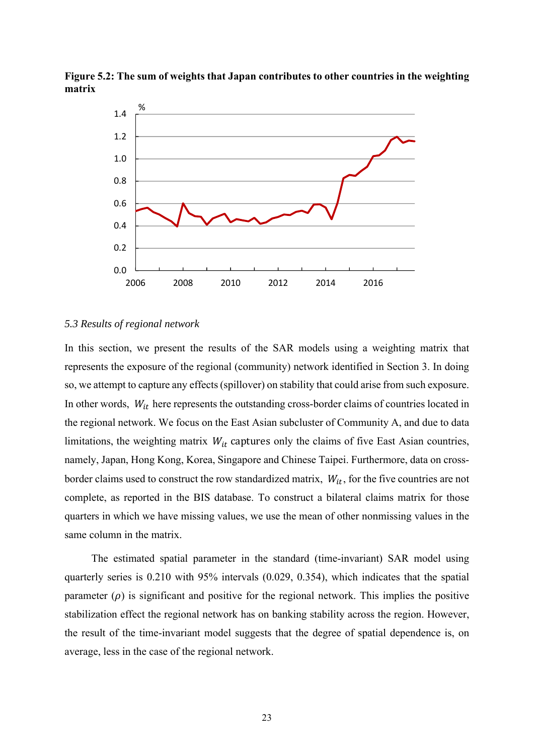**Figure 5.2: The sum of weights that Japan contributes to other countries in the weighting matrix**

*5.3 Results of regional network*

In this section, we present the results of the SAR models using a weighting matrix that represents the exposure of the regional (community) network identified in Section 3. In doing so, we attempt to capture any effects (spillover) on stability that could arise from such exposure. In other words, $W_{it}$ here represents the outstanding cross-border claims of countries located in the regional network. We focus on the East Asian subcluster of Community A, and due to data limitations, the weighting matrix $W_{it}$ captures only the claims of five East Asian countries, namely, Japan, Hong Kong, Korea, Singapore and Chinese Taipei. Furthermore, data on cross-border claims used to construct the row standardized matrix, $W_{it}$, for the five countries are not complete, as reported in the BIS database. To construct a bilateral claims matrix for those quarters in which we have missing values, we use the mean of other nonmissing values in the same column in the matrix.

The estimated spatial parameter in the standard (time-invariant) SAR model using quarterly series is 0.210 with 95% intervals (0.029, 0.354), which indicates that the spatial parameter ($\rho$) is significant and positive for the regional network. This implies the positive stabilization effect the regional network has on banking stability across the region. However, the result of the time-invariant model suggests that the degree of spatial dependence is, on average, less in the case of the regional network.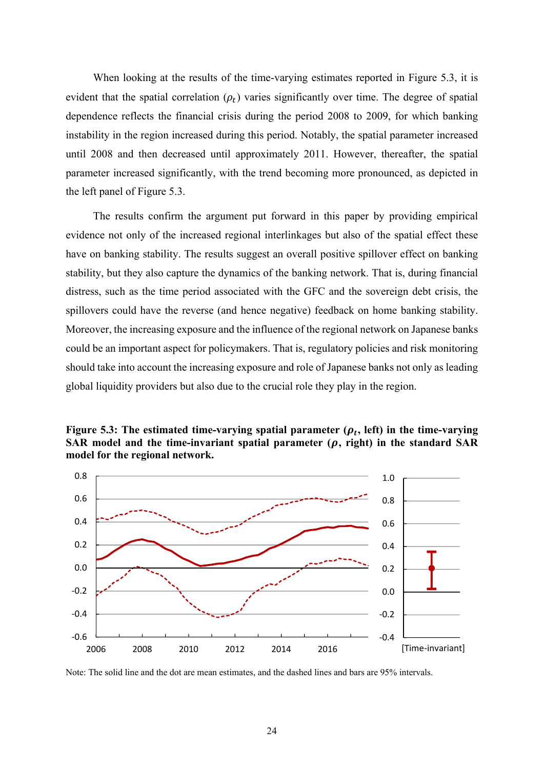When looking at the results of the time-varying estimates reported in Figure 5.3, it is evident that the spatial correlation ($\rho_t$) varies significantly over time. The degree of spatial dependence reflects the financial crisis during the period 2008 to 2009, for which banking instability in the region increased during this period. Notably, the spatial parameter increased until 2008 and then decreased until approximately 2011. However, thereafter, the spatial parameter increased significantly, with the trend becoming more pronounced, as depicted in the left panel of Figure 5.3.

The results confirm the argument put forward in this paper by providing empirical evidence not only of the increased regional interlinkages but also of the spatial effect these have on banking stability. The results suggest an overall positive spillover effect on banking stability, but they also capture the dynamics of the banking network. That is, during financial distress, such as the time period associated with the GFC and the sovereign debt crisis, the spillovers could have the reverse (and hence negative) feedback on home banking stability. Moreover, the increasing exposure and the influence of the regional network on Japanese banks could be an important aspect for policymakers. That is, regulatory policies and risk monitoring should take into account the increasing exposure and role of Japanese banks not only as leading global liquidity providers but also due to the crucial role they play in the region.

**Figure 5.3: The estimated time-varying spatial parameter ($\rho_t$, left) in the time-varying SAR model and the time-invariant spatial parameter ($\rho$, right) in the standard SAR model for the regional network.**

Note: The solid line and the dot are mean estimates, and the dashed lines and bars are 95% intervals.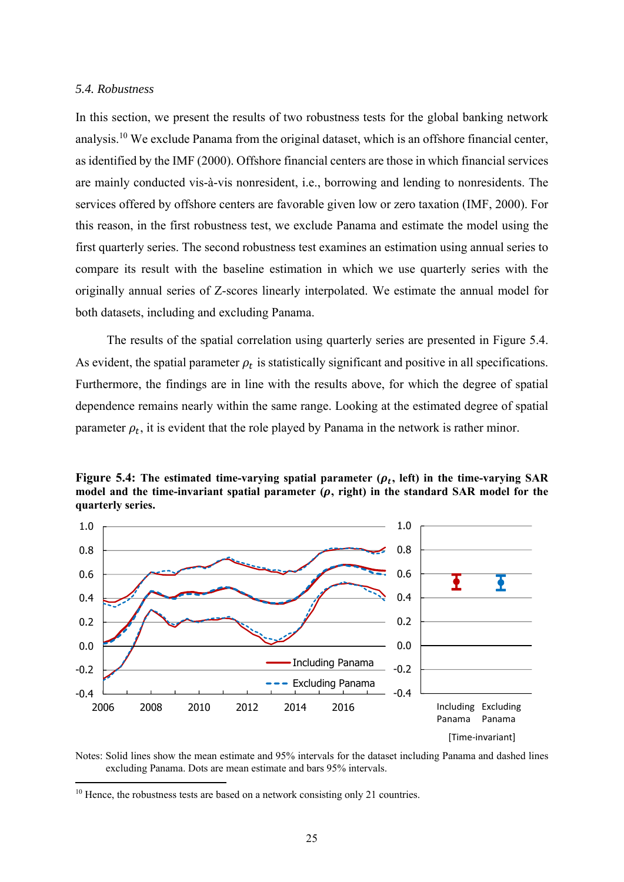*5.4. Robustness*

In this section, we present the results of two robustness tests for the global banking network analysis.[10] We exclude Panama from the original dataset, which is an offshore financial center, as identified by the IMF (2000). Offshore financial centers are those in which financial services are mainly conducted vis-à-vis nonresident, i.e., borrowing and lending to nonresidents. The services offered by offshore centers are favorable given low or zero taxation (IMF, 2000). For this reason, in the first robustness test, we exclude Panama and estimate the model using the first quarterly series. The second robustness test examines an estimation using annual series to compare its result with the baseline estimation in which we use quarterly series with the originally annual series of Z-scores linearly interpolated. We estimate the annual model for both datasets, including and excluding Panama.

The results of the spatial correlation using quarterly series are presented in Figure 5.4. As evident, the spatial parameter $\rho_t$ is statistically significant and positive in all specifications. Furthermore, the findings are in line with the results above, for which the degree of spatial dependence remains nearly within the same range. Looking at the estimated degree of spatial parameter $\rho_t$, it is evident that the role played by Panama in the network is rather minor.

**Figure 5.4: The estimated time-varying spatial parameter ($\rho_t$, left) in the time-varying SAR model and the time-invariant spatial parameter ($\rho$, right) in the standard SAR model for the quarterly series.**

Notes: Solid lines show the mean estimate and 95% intervals for the dataset including Panama and dashed lines excluding Panama. Dots are mean estimate and bars 95% intervals.

[10] Hence, the robustness tests are based on a network consisting only 21 countries.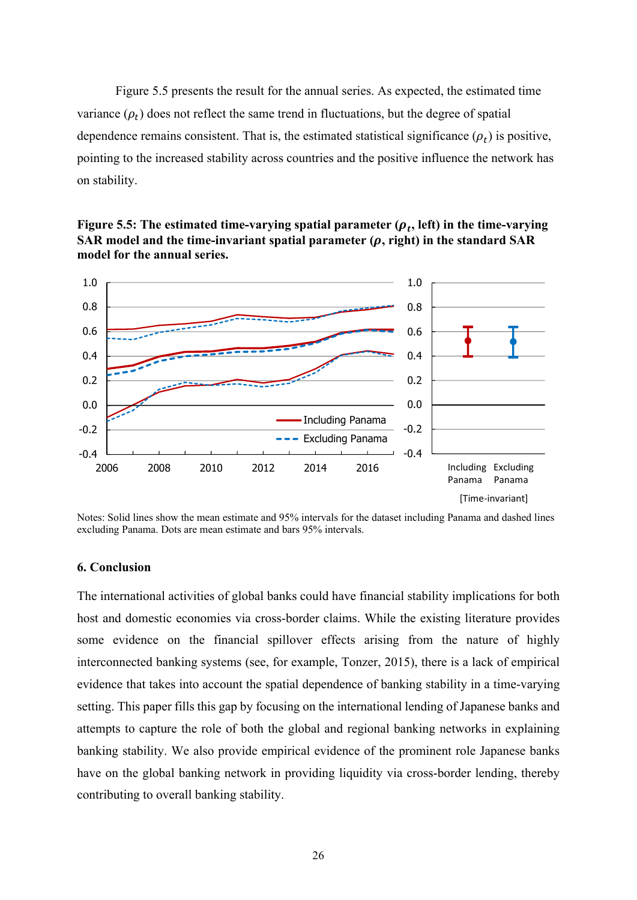Figure 5.5 presents the result for the annual series. As expected, the estimated time variance ($\rho_t$) does not reflect the same trend in fluctuations, but the degree of spatial dependence remains consistent. That is, the estimated statistical significance ($\rho_t$) is positive, pointing to the increased stability across countries and the positive influence the network has on stability.

**Figure 5.5: The estimated time-varying spatial parameter ($\rho_t$, left) in the time-varying SAR model and the time-invariant spatial parameter ($\rho$, right) in the standard SAR model for the annual series.**

Notes: Solid lines show the mean estimate and 95% intervals for the dataset including Panama and dashed lines excluding Panama. Dots are mean estimate and bars 95% intervals.

## 6. Conclusion

The international activities of global banks could have financial stability implications for both host and domestic economies via cross-border claims. While the existing literature provides some evidence on the financial spillover effects arising from the nature of highly interconnected banking systems (see, for example, Tonzer, 2015), there is a lack of empirical evidence that takes into account the spatial dependence of banking stability in a time-varying setting. This paper fills this gap by focusing on the international lending of Japanese banks and attempts to capture the role of both the global and regional banking networks in explaining banking stability. We also provide empirical evidence of the prominent role Japanese banks have on the global banking network in providing liquidity via cross-border lending, thereby contributing to overall banking stability.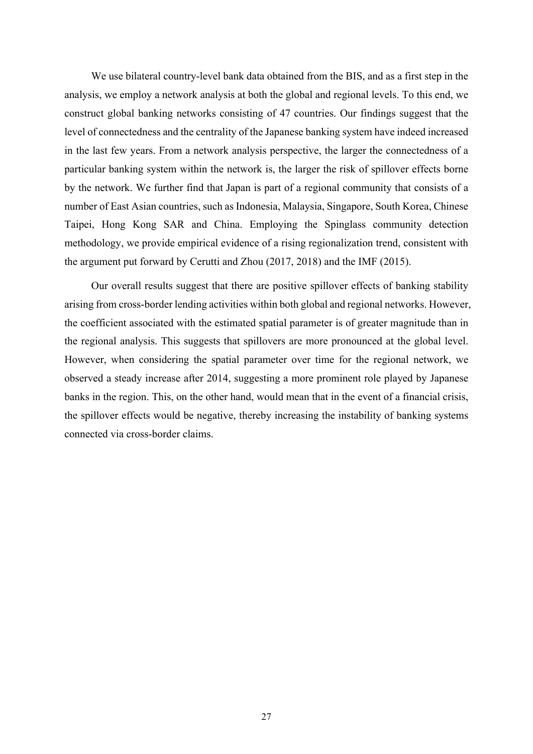We use bilateral country-level bank data obtained from the BIS, and as a first step in the analysis, we employ a network analysis at both the global and regional levels. To this end, we construct global banking networks consisting of 47 countries. Our findings suggest that the level of connectedness and the centrality of the Japanese banking system have indeed increased in the last few years. From a network analysis perspective, the larger the connectedness of a particular banking system within the network is, the larger the risk of spillover effects borne by the network. We further find that Japan is part of a regional community that consists of a number of East Asian countries, such as Indonesia, Malaysia, Singapore, South Korea, Chinese Taipei, Hong Kong SAR and China. Employing the Spinglass community detection methodology, we provide empirical evidence of a rising regionalization trend, consistent with the argument put forward by Cerutti and Zhou (2017, 2018) and the IMF (2015).

Our overall results suggest that there are positive spillover effects of banking stability arising from cross-border lending activities within both global and regional networks. However, the coefficient associated with the estimated spatial parameter is of greater magnitude than in the regional analysis. This suggests that spillovers are more pronounced at the global level. However, when considering the spatial parameter over time for the regional network, we observed a steady increase after 2014, suggesting a more prominent role played by Japanese banks in the region. This, on the other hand, would mean that in the event of a financial crisis, the spillover effects would be negative, thereby increasing the instability of banking systems connected via cross-border claims.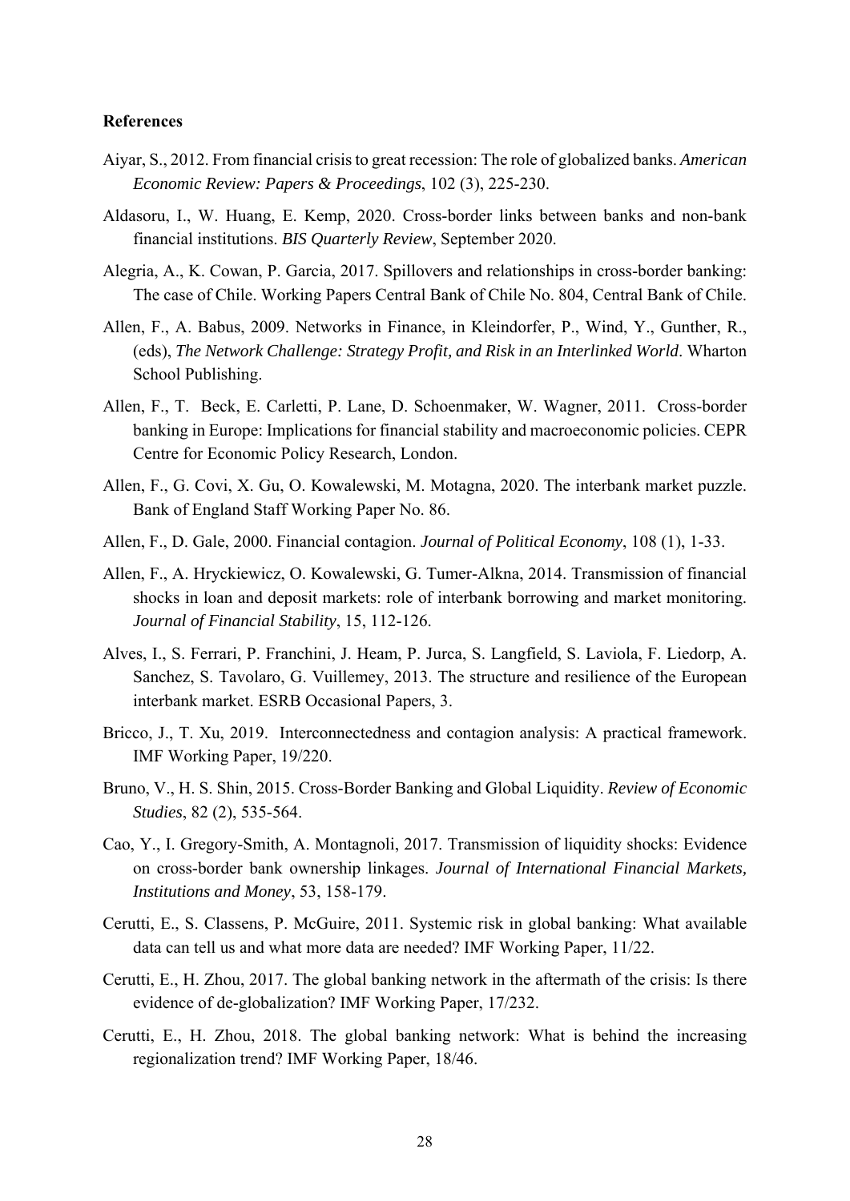**References**

Aiyar, S., 2012. From financial crisis to great recession: The role of globalized banks. *American Economic Review: Papers & Proceedings*, 102 (3), 225-230.

Aldasoru, I., W. Huang, E. Kemp, 2020. Cross-border links between banks and non-bank financial institutions. *BIS Quarterly Review*, September 2020.

Alegria, A., K. Cowan, P. Garcia, 2017. Spillovers and relationships in cross-border banking: The case of Chile. Working Papers Central Bank of Chile No. 804, Central Bank of Chile.

Allen, F., A. Babus, 2009. Networks in Finance, in Kleindorfer, P., Wind, Y., Gunther, R., (eds), *The Network Challenge: Strategy Profit, and Risk in an Interlinked World*. Wharton School Publishing.

Allen, F., T. Beck, E. Carletti, P. Lane, D. Schoenmaker, W. Wagner, 2011. Cross-border banking in Europe: Implications for financial stability and macroeconomic policies. CEPR Centre for Economic Policy Research, London.

Allen, F., G. Covi, X. Gu, O. Kowalewski, M. Motagna, 2020. The interbank market puzzle. Bank of England Staff Working Paper No. 86.

Allen, F., D. Gale, 2000. Financial contagion. *Journal of Political Economy*, 108 (1), 1-33.

Allen, F., A. Hryckiewicz, O. Kowalewski, G. Tumer-Alkna, 2014. Transmission of financial shocks in loan and deposit markets: role of interbank borrowing and market monitoring. *Journal of Financial Stability*, 15, 112-126.

Alves, I., S. Ferrari, P. Franchini, J. Heam, P. Jurca, S. Langfield, S. Laviola, F. Liedorp, A. Sanchez, S. Tavolaro, G. Vuillemey, 2013. The structure and resilience of the European interbank market. ESRB Occasional Papers, 3.

Bricco, J., T. Xu, 2019. Interconnectedness and contagion analysis: A practical framework. IMF Working Paper, 19/220.

Bruno, V., H. S. Shin, 2015. Cross-Border Banking and Global Liquidity. *Review of Economic Studies*, 82 (2), 535-564.

Cao, Y., I. Gregory-Smith, A. Montagnoli, 2017. Transmission of liquidity shocks: Evidence on cross-border bank ownership linkages. *Journal of International Financial Markets, Institutions and Money*, 53, 158-179.

Cerutti, E., S. Classens, P. McGuire, 2011. Systemic risk in global banking: What available data can tell us and what more data are needed? IMF Working Paper, 11/22.

Cerutti, E., H. Zhou, 2017. The global banking network in the aftermath of the crisis: Is there evidence of de-globalization? IMF Working Paper, 17/232.

Cerutti, E., H. Zhou, 2018. The global banking network: What is behind the increasing regionalization trend? IMF Working Paper, 18/46.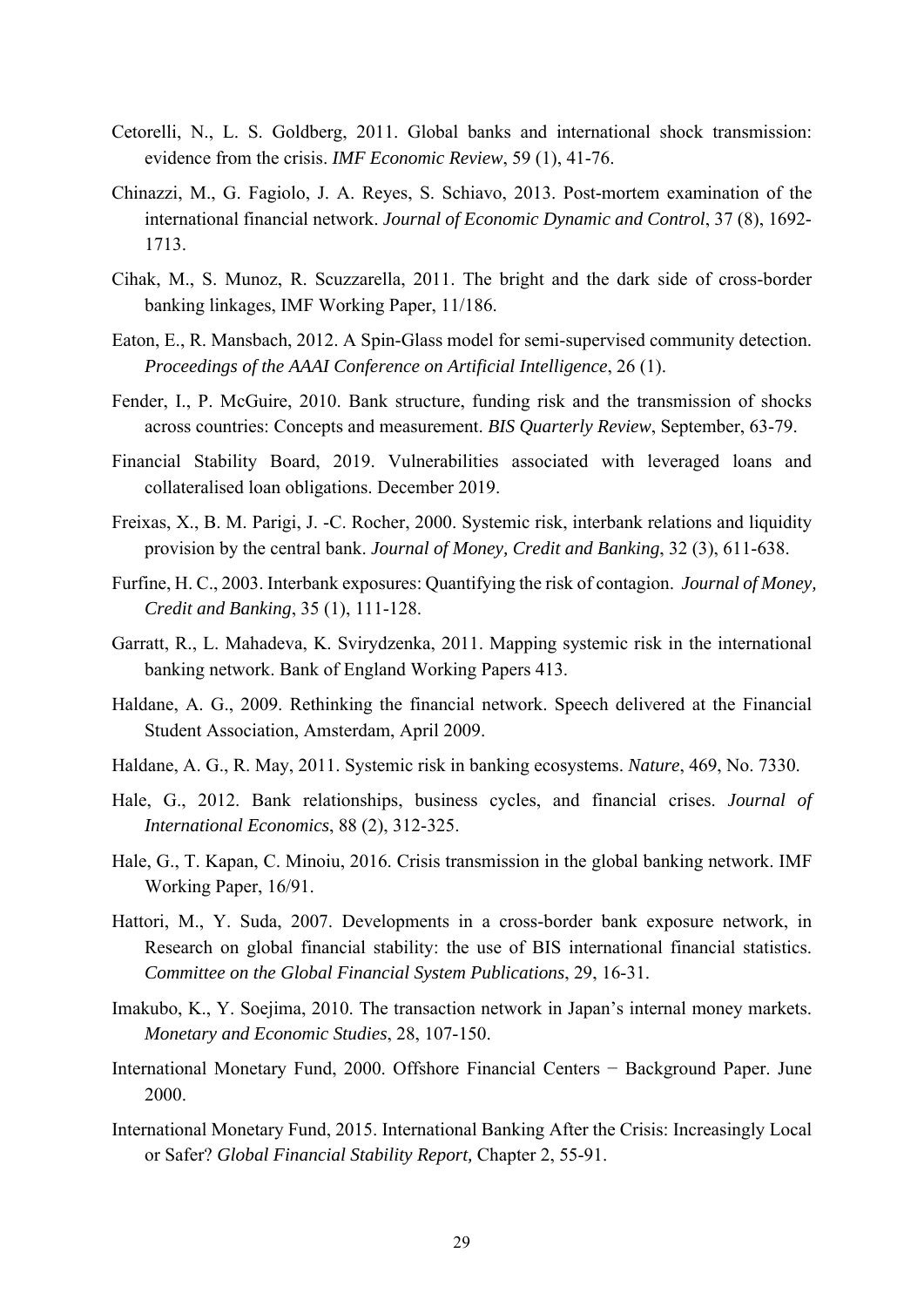Cetorelli, N., L. S. Goldberg, 2011. Global banks and international shock transmission: evidence from the crisis. *IMF Economic Review*, 59 (1), 41-76.

Chinazzi, M., G. Fagiolo, J. A. Reyes, S. Schiavo, 2013. Post-mortem examination of the international financial network. *Journal of Economic Dynamic and Control*, 37 (8), 1692-1713.

Cihak, M., S. Munoz, R. Scuzzarella, 2011. The bright and the dark side of cross-border banking linkages, IMF Working Paper, 11/186.

Eaton, E., R. Mansbach, 2012. A Spin-Glass model for semi-supervised community detection. *Proceedings of the AAAI Conference on Artificial Intelligence*, 26 (1).

Fender, I., P. McGuire, 2010. Bank structure, funding risk and the transmission of shocks across countries: Concepts and measurement. *BIS Quarterly Review*, September, 63-79.

Financial Stability Board, 2019. Vulnerabilities associated with leveraged loans and collateralised loan obligations. December 2019.

Freixas, X., B. M. Parigi, J. -C. Rocher, 2000. Systemic risk, interbank relations and liquidity provision by the central bank. *Journal of Money, Credit and Banking*, 32 (3), 611-638.

Furfine, H. C., 2003. Interbank exposures: Quantifying the risk of contagion. *Journal of Money, Credit and Banking*, 35 (1), 111-128.

Garratt, R., L. Mahadeva, K. Svirydzenka, 2011. Mapping systemic risk in the international banking network. Bank of England Working Papers 413.

Haldane, A. G., 2009. Rethinking the financial network. Speech delivered at the Financial Student Association, Amsterdam, April 2009.

Haldane, A. G., R. May, 2011. Systemic risk in banking ecosystems. *Nature*, 469, No. 7330.

Hale, G., 2012. Bank relationships, business cycles, and financial crises. *Journal of International Economics*, 88 (2), 312-325.

Hale, G., T. Kapan, C. Minoiu, 2016. Crisis transmission in the global banking network. IMF Working Paper, 16/91.

Hattori, M., Y. Suda, 2007. Developments in a cross-border bank exposure network, in Research on global financial stability: the use of BIS international financial statistics. *Committee on the Global Financial System Publications*, 29, 16-31.

Imakubo, K., Y. Soejima, 2010. The transaction network in Japan's internal money markets. *Monetary and Economic Studies*, 28, 107-150.

International Monetary Fund, 2000. Offshore Financial Centers − Background Paper. June 2000.

International Monetary Fund, 2015. International Banking After the Crisis: Increasingly Local or Safer? *Global Financial Stability Report,* Chapter 2, 55-91.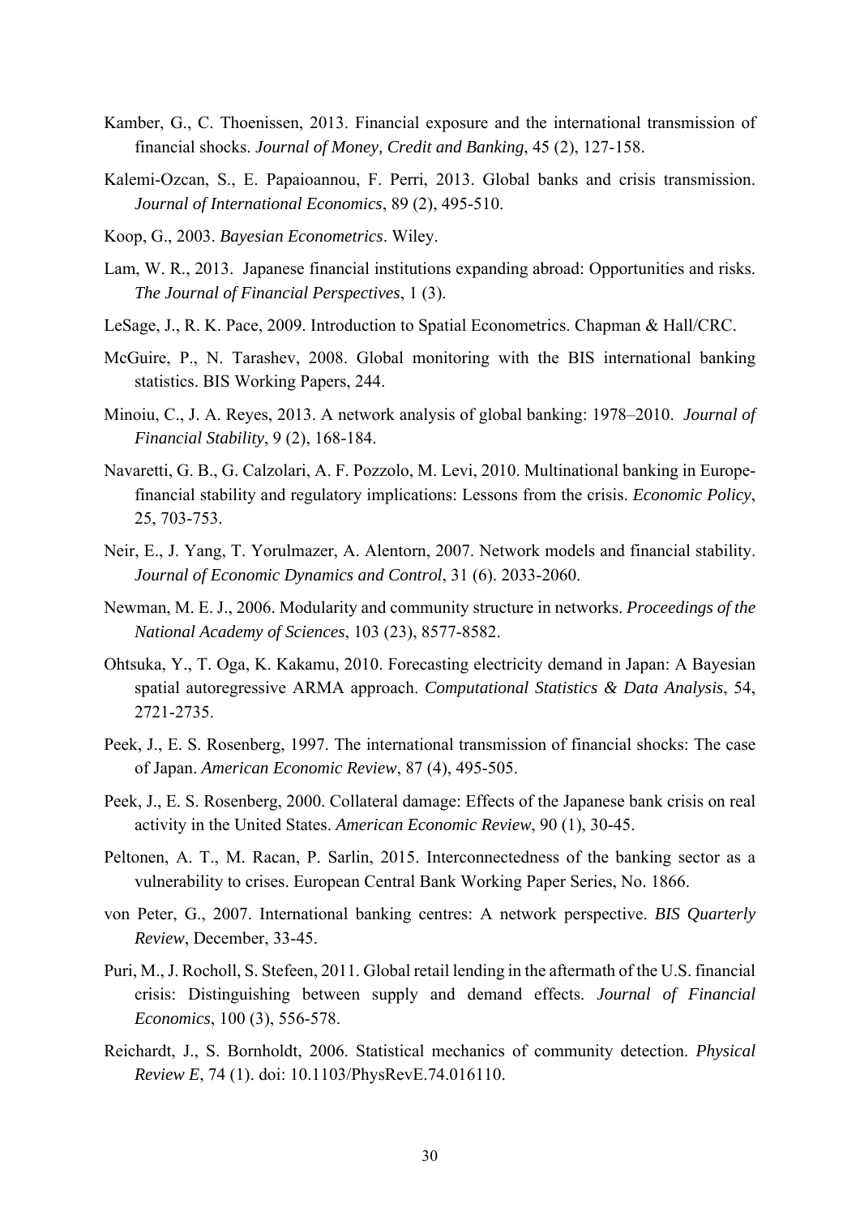Kamber, G., C. Thoenissen, 2013. Financial exposure and the international transmission of financial shocks. *Journal of Money, Credit and Banking*, 45 (2), 127-158.

Kalemi-Ozcan, S., E. Papaioannou, F. Perri, 2013. Global banks and crisis transmission. *Journal of International Economics*, 89 (2), 495-510.

Koop, G., 2003. *Bayesian Econometrics*. Wiley.

Lam, W. R., 2013. Japanese financial institutions expanding abroad: Opportunities and risks. *The Journal of Financial Perspectives*, 1 (3).

LeSage, J., R. K. Pace, 2009. Introduction to Spatial Econometrics. Chapman & Hall/CRC.

McGuire, P., N. Tarashev, 2008. Global monitoring with the BIS international banking statistics. BIS Working Papers, 244.

Minoiu, C., J. A. Reyes, 2013. A network analysis of global banking: 1978–2010. *Journal of Financial Stability*, 9 (2), 168-184.

Navaretti, G. B., G. Calzolari, A. F. Pozzolo, M. Levi, 2010. Multinational banking in Europe-financial stability and regulatory implications: Lessons from the crisis. *Economic Policy*, 25, 703-753.

Neir, E., J. Yang, T. Yorulmazer, A. Alentorn, 2007. Network models and financial stability. *Journal of Economic Dynamics and Control*, 31 (6). 2033-2060.

Newman, M. E. J., 2006. Modularity and community structure in networks. *Proceedings of the National Academy of Sciences*, 103 (23), 8577-8582.

Ohtsuka, Y., T. Oga, K. Kakamu, 2010. Forecasting electricity demand in Japan: A Bayesian spatial autoregressive ARMA approach. *Computational Statistics & Data Analysis*, 54, 2721-2735.

Peek, J., E. S. Rosenberg, 1997. The international transmission of financial shocks: The case of Japan. *American Economic Review*, 87 (4), 495-505.

Peek, J., E. S. Rosenberg, 2000. Collateral damage: Effects of the Japanese bank crisis on real activity in the United States. *American Economic Review*, 90 (1), 30-45.

Peltonen, A. T., M. Racan, P. Sarlin, 2015. Interconnectedness of the banking sector as a vulnerability to crises. European Central Bank Working Paper Series, No. 1866.

von Peter, G., 2007. International banking centres: A network perspective. *BIS Quarterly Review*, December, 33-45.

Puri, M., J. Rocholl, S. Stefeen, 2011. Global retail lending in the aftermath of the U.S. financial crisis: Distinguishing between supply and demand effects. *Journal of Financial Economics*, 100 (3), 556-578.

Reichardt, J., S. Bornholdt, 2006. Statistical mechanics of community detection. *Physical Review E*, 74 (1). doi: 10.1103/PhysRevE.74.016110.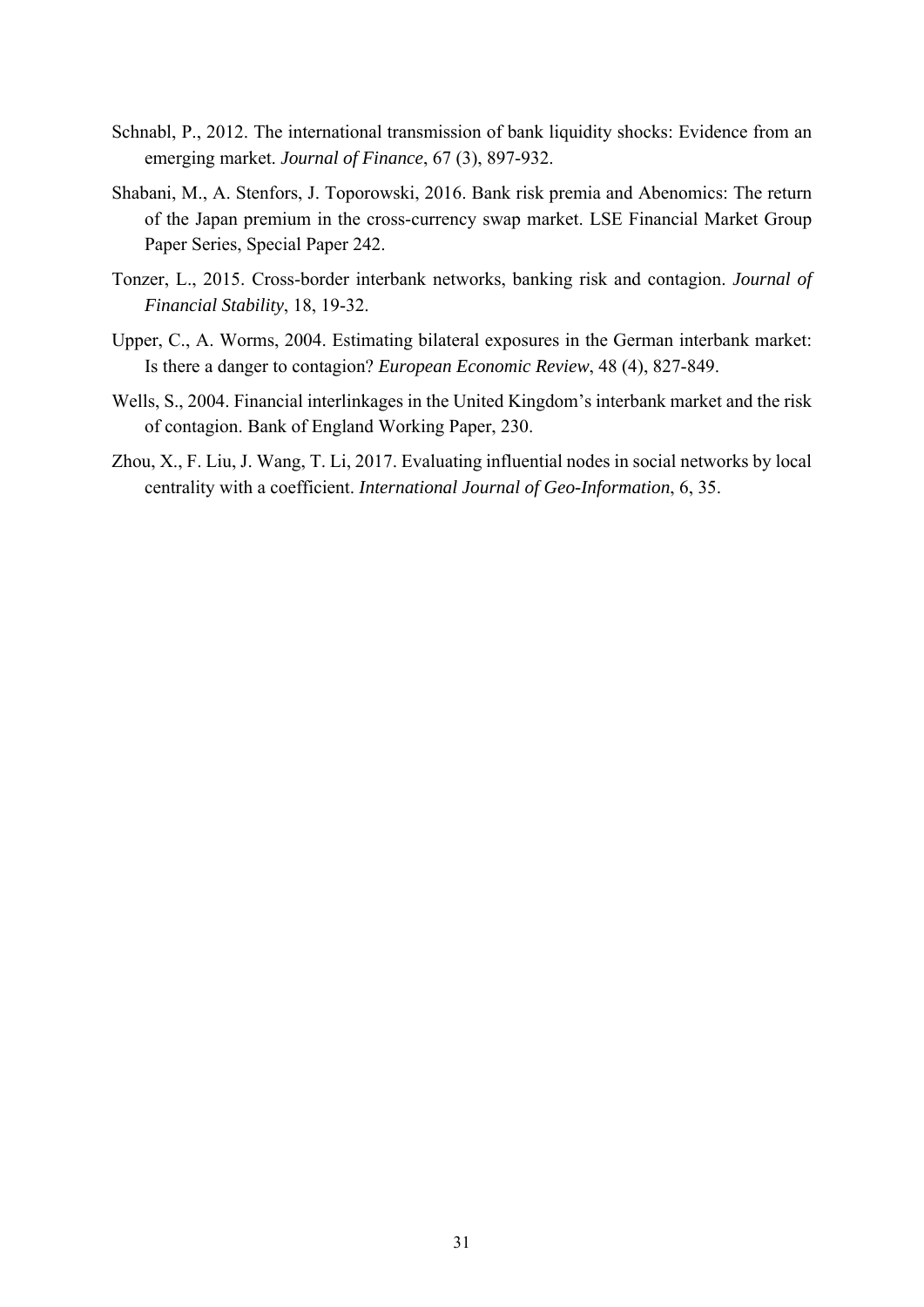Schnabl, P., 2012. The international transmission of bank liquidity shocks: Evidence from an emerging market. *Journal of Finance*, 67 (3), 897-932.

Shabani, M., A. Stenfors, J. Toporowski, 2016. Bank risk premia and Abenomics: The return of the Japan premium in the cross-currency swap market. LSE Financial Market Group Paper Series, Special Paper 242.

Tonzer, L., 2015. Cross-border interbank networks, banking risk and contagion. *Journal of Financial Stability*, 18, 19-32.

Upper, C., A. Worms, 2004. Estimating bilateral exposures in the German interbank market: Is there a danger to contagion? *European Economic Review*, 48 (4), 827-849.

Wells, S., 2004. Financial interlinkages in the United Kingdom's interbank market and the risk of contagion. Bank of England Working Paper, 230.

Zhou, X., F. Liu, J. Wang, T. Li, 2017. Evaluating influential nodes in social networks by local centrality with a coefficient. *International Journal of Geo-Information*, 6, 35.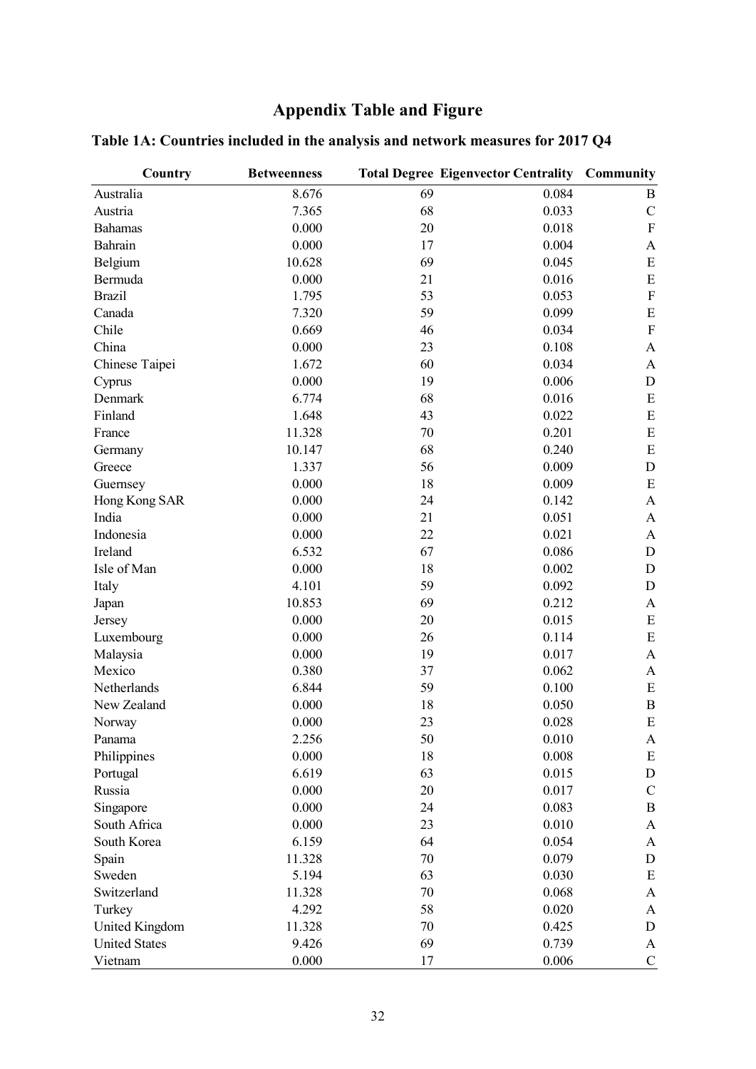# Appendix Table and Figure

## Table 1A: Countries included in the analysis and network measures for 2017 Q4

| Country | Betweenness | Total Degree | Eigenvector Centrality | Community |
|---|---|---|---|---|
| Australia | 8.676 | 69 | 0.084 | B |
| Austria | 7.365 | 68 | 0.033 | C |
| Bahamas | 0.000 | 20 | 0.018 | F |
| Bahrain | 0.000 | 17 | 0.004 | A |
| Belgium | 10.628 | 69 | 0.045 | E |
| Bermuda | 0.000 | 21 | 0.016 | E |
| Brazil | 1.795 | 53 | 0.053 | F |
| Canada | 7.320 | 59 | 0.099 | E |
| Chile | 0.669 | 46 | 0.034 | F |
| China | 0.000 | 23 | 0.108 | A |
| Chinese Taipei | 1.672 | 60 | 0.034 | A |
| Cyprus | 0.000 | 19 | 0.006 | D |
| Denmark | 6.774 | 68 | 0.016 | E |
| Finland | 1.648 | 43 | 0.022 | E |
| France | 11.328 | 70 | 0.201 | E |
| Germany | 10.147 | 68 | 0.240 | E |
| Greece | 1.337 | 56 | 0.009 | D |
| Guernsey | 0.000 | 18 | 0.009 | E |
| Hong Kong SAR | 0.000 | 24 | 0.142 | A |
| India | 0.000 | 21 | 0.051 | A |
| Indonesia | 0.000 | 22 | 0.021 | A |
| Ireland | 6.532 | 67 | 0.086 | D |
| Isle of Man | 0.000 | 18 | 0.002 | D |
| Italy | 4.101 | 59 | 0.092 | D |
| Japan | 10.853 | 69 | 0.212 | A |
| Jersey | 0.000 | 20 | 0.015 | E |
| Luxembourg | 0.000 | 26 | 0.114 | E |
| Malaysia | 0.000 | 19 | 0.017 | A |
| Mexico | 0.380 | 37 | 0.062 | A |
| Netherlands | 6.844 | 59 | 0.100 | E |
| New Zealand | 0.000 | 18 | 0.050 | B |
| Norway | 0.000 | 23 | 0.028 | E |
| Panama | 2.256 | 50 | 0.010 | A |
| Philippines | 0.000 | 18 | 0.008 | E |
| Portugal | 6.619 | 63 | 0.015 | D |
| Russia | 0.000 | 20 | 0.017 | C |
| Singapore | 0.000 | 24 | 0.083 | B |
| South Africa | 0.000 | 23 | 0.010 | A |
| South Korea | 6.159 | 64 | 0.054 | A |
| Spain | 11.328 | 70 | 0.079 | D |
| Sweden | 5.194 | 63 | 0.030 | E |
| Switzerland | 11.328 | 70 | 0.068 | A |
| Turkey | 4.292 | 58 | 0.020 | A |
| United Kingdom | 11.328 | 70 | 0.425 | D |
| United States | 9.426 | 69 | 0.739 | A |
| Vietnam | 0.000 | 17 | 0.006 | C |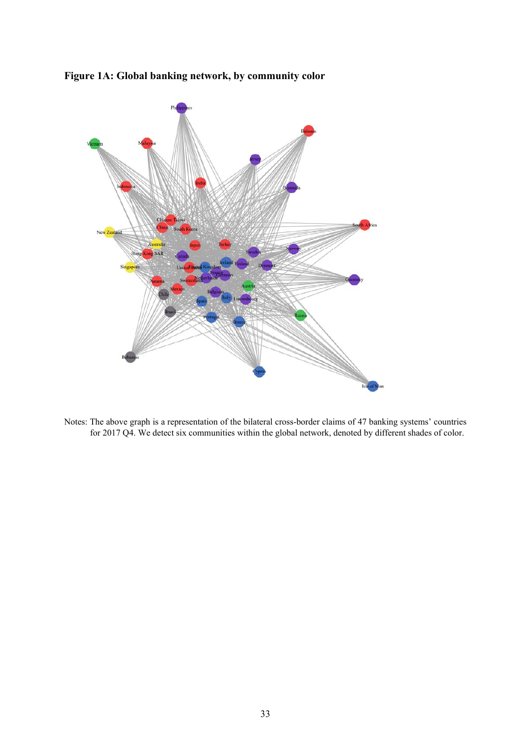**Figure 1A: Global banking network, by community color**

Notes: The above graph is a representation of the bilateral cross-border claims of 47 banking systems' countries for 2017 Q4. We detect six communities within the global network, denoted by different shades of color.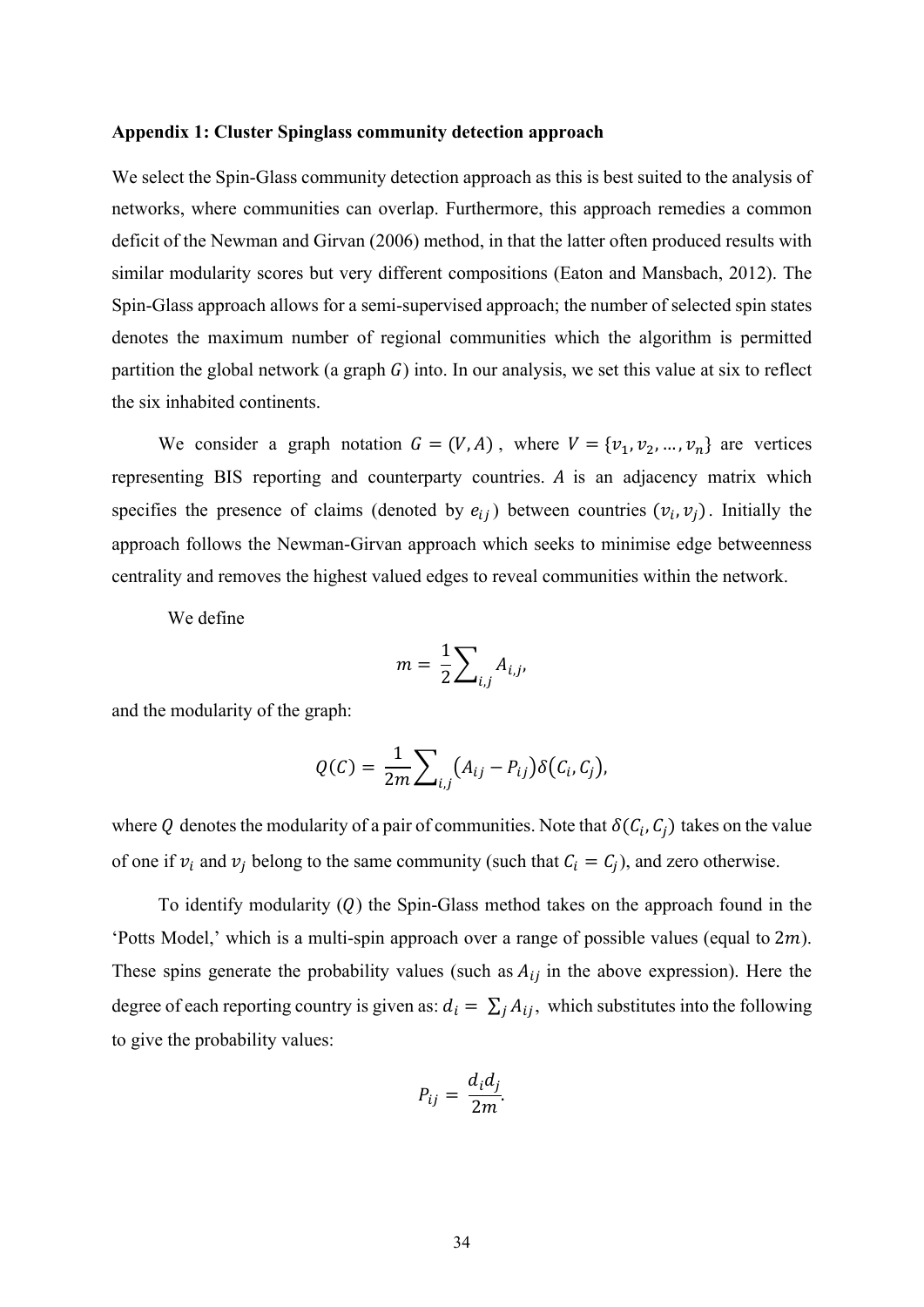**Appendix 1: Cluster Spinglass community detection approach**

We select the Spin-Glass community detection approach as this is best suited to the analysis of networks, where communities can overlap. Furthermore, this approach remedies a common deficit of the Newman and Girvan (2006) method, in that the latter often produced results with similar modularity scores but very different compositions (Eaton and Mansbach, 2012). The Spin-Glass approach allows for a semi-supervised approach; the number of selected spin states denotes the maximum number of regional communities which the algorithm is permitted partition the global network (a graph $G$) into. In our analysis, we set this value at six to reflect the six inhabited continents.

We consider a graph notation $G = (V, A)$, where $V = \{v_1, v_2, \ldots, v_n\}$ are vertices representing BIS reporting and counterparty countries. $A$ is an adjacency matrix which specifies the presence of claims (denoted by $e_{ij}$) between countries $(v_i, v_j)$. Initially the approach follows the Newman-Girvan approach which seeks to minimise edge betweenness centrality and removes the highest valued edges to reveal communities within the network.

We define

$$m = \frac{1}{2}\sum_{i,j} A_{i,j},$$

and the modularity of the graph:

$$Q(C) = \frac{1}{2m}\sum_{i,j}\left(A_{ij} - P_{ij}\right)\delta\left(C_i, C_j\right),$$

where $Q$ denotes the modularity of a pair of communities. Note that $\delta(C_i, C_j)$ takes on the value of one if $v_i$ and $v_j$ belong to the same community (such that $C_i = C_j$), and zero otherwise.

To identify modularity ($Q$) the Spin-Glass method takes on the approach found in the 'Potts Model,' which is a multi-spin approach over a range of possible values (equal to $2m$). These spins generate the probability values (such as $A_{ij}$ in the above expression). Here the degree of each reporting country is given as: $d_i = \sum_j A_{ij}$, which substitutes into the following to give the probability values:

$$P_{ij} = \frac{d_i d_j}{2m}.$$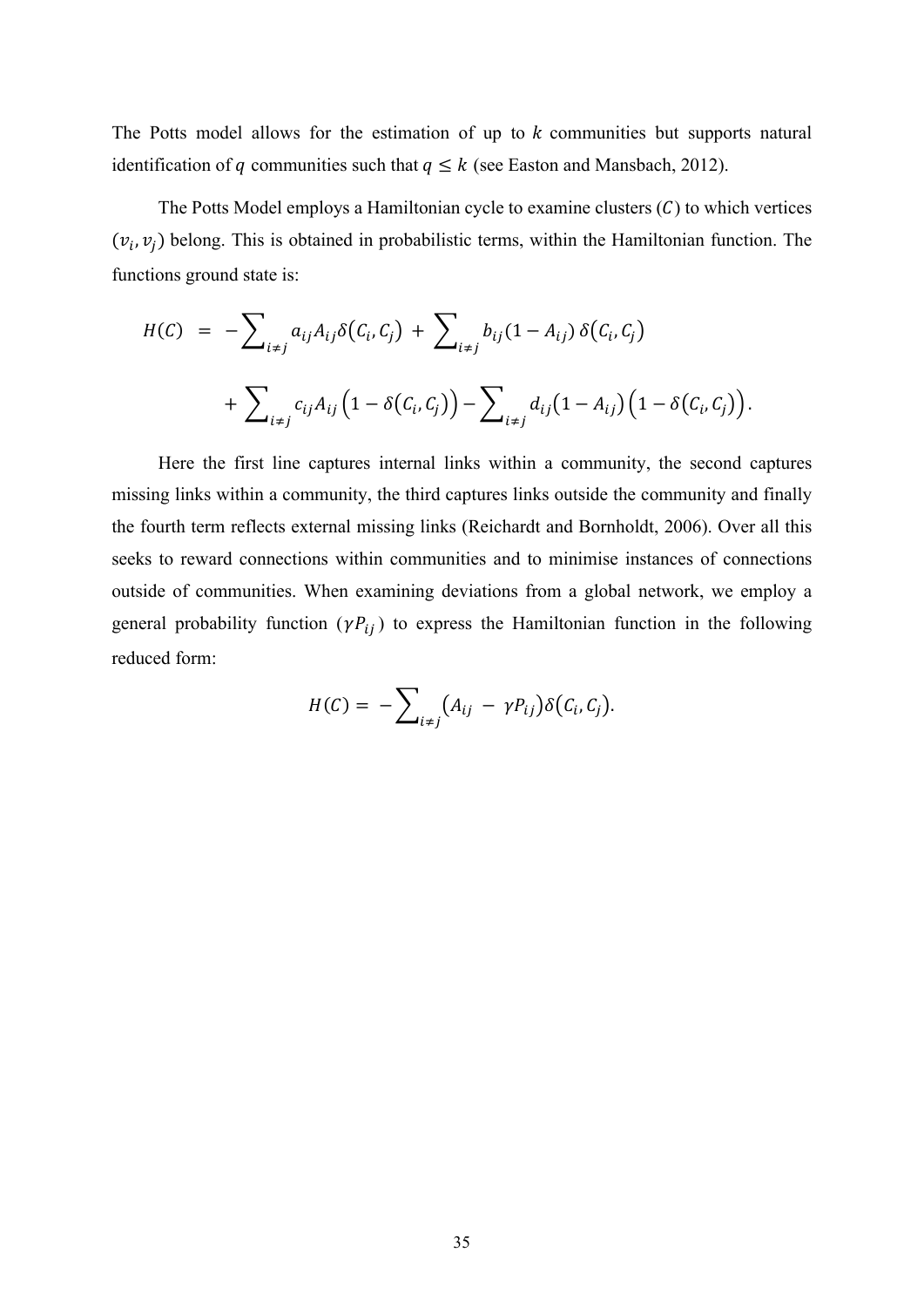The Potts model allows for the estimation of up to $k$ communities but supports natural identification of $q$ communities such that $q \leq k$ (see Easton and Mansbach, 2012).

The Potts Model employs a Hamiltonian cycle to examine clusters ($C$) to which vertices $(v_i, v_j)$ belong. This is obtained in probabilistic terms, within the Hamiltonian function. The functions ground state is:

$$
\begin{aligned}
H(C) \;=\; &-\sum_{i \neq j} a_{ij} A_{ij} \delta(C_i, C_j) \;+\; \sum_{i \neq j} b_{ij} (1 - A_{ij})\, \delta(C_i, C_j) \\
&+ \sum_{i \neq j} c_{ij} A_{ij} \left(1 - \delta(C_i, C_j)\right) - \sum_{i \neq j} d_{ij} (1 - A_{ij}) \left(1 - \delta(C_i, C_j)\right).
\end{aligned}
$$

Here the first line captures internal links within a community, the second captures missing links within a community, the third captures links outside the community and finally the fourth term reflects external missing links (Reichardt and Bornholdt, 2006). Over all this seeks to reward connections within communities and to minimise instances of connections outside of communities. When examining deviations from a global network, we employ a general probability function ($\gamma P_{ij}$) to express the Hamiltonian function in the following reduced form:

$$
H(C) = -\sum_{i \neq j} \left(A_{ij} - \gamma P_{ij}\right) \delta(C_i, C_j).
$$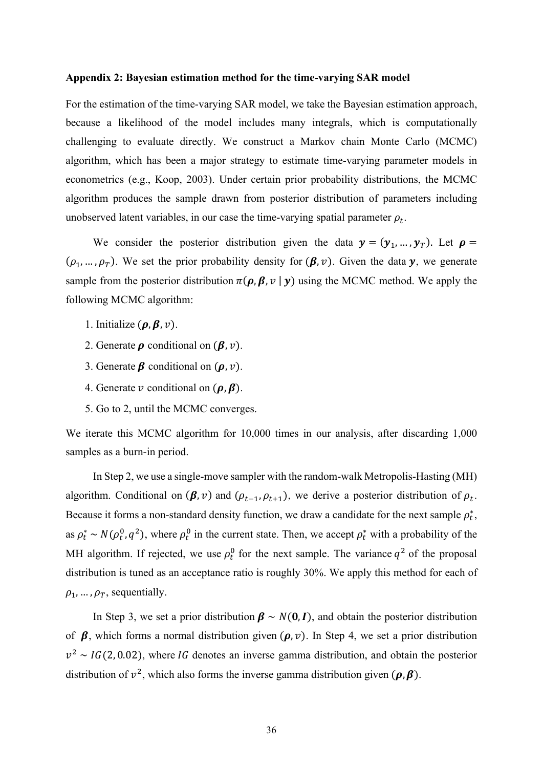**Appendix 2: Bayesian estimation method for the time-varying SAR model**

For the estimation of the time-varying SAR model, we take the Bayesian estimation approach, because a likelihood of the model includes many integrals, which is computationally challenging to evaluate directly. We construct a Markov chain Monte Carlo (MCMC) algorithm, which has been a major strategy to estimate time-varying parameter models in econometrics (e.g., Koop, 2003). Under certain prior probability distributions, the MCMC algorithm produces the sample drawn from posterior distribution of parameters including unobserved latent variables, in our case the time-varying spatial parameter $\rho_t$.

We consider the posterior distribution given the data $\boldsymbol{y} = (\boldsymbol{y}_1, \dots, \boldsymbol{y}_T)$. Let $\boldsymbol{\rho} = (\rho_1, \dots, \rho_T)$. We set the prior probability density for $(\boldsymbol{\beta}, v)$. Given the data $\boldsymbol{y}$, we generate sample from the posterior distribution $\pi(\boldsymbol{\rho}, \boldsymbol{\beta}, v \mid \boldsymbol{y})$ using the MCMC method. We apply the following MCMC algorithm:

1. Initialize $(\boldsymbol{\rho}, \boldsymbol{\beta}, v)$.
2. Generate $\boldsymbol{\rho}$ conditional on $(\boldsymbol{\beta}, v)$.
3. Generate $\boldsymbol{\beta}$ conditional on $(\boldsymbol{\rho}, v)$.
4. Generate $v$ conditional on $(\boldsymbol{\rho}, \boldsymbol{\beta})$.
5. Go to 2, until the MCMC converges.

We iterate this MCMC algorithm for 10,000 times in our analysis, after discarding 1,000 samples as a burn-in period.

In Step 2, we use a single-move sampler with the random-walk Metropolis-Hasting (MH) algorithm. Conditional on $(\boldsymbol{\beta}, v)$ and $(\rho_{t-1}, \rho_{t+1})$, we derive a posterior distribution of $\rho_t$. Because it forms a non-standard density function, we draw a candidate for the next sample $\rho_t^*$, as $\rho_t^* \sim N(\rho_t^0, q^2)$, where $\rho_t^0$ in the current state. Then, we accept $\rho_t^*$ with a probability of the MH algorithm. If rejected, we use $\rho_t^0$ for the next sample. The variance $q^2$ of the proposal distribution is tuned as an acceptance ratio is roughly 30%. We apply this method for each of $\rho_1, \dots, \rho_T$, sequentially.

In Step 3, we set a prior distribution $\boldsymbol{\beta} \sim N(\boldsymbol{0}, \boldsymbol{I})$, and obtain the posterior distribution of $\boldsymbol{\beta}$, which forms a normal distribution given $(\boldsymbol{\rho}, v)$. In Step 4, we set a prior distribution $v^2 \sim IG(2, 0.02)$, where $IG$ denotes an inverse gamma distribution, and obtain the posterior distribution of $v^2$, which also forms the inverse gamma distribution given $(\boldsymbol{\rho}, \boldsymbol{\beta})$.